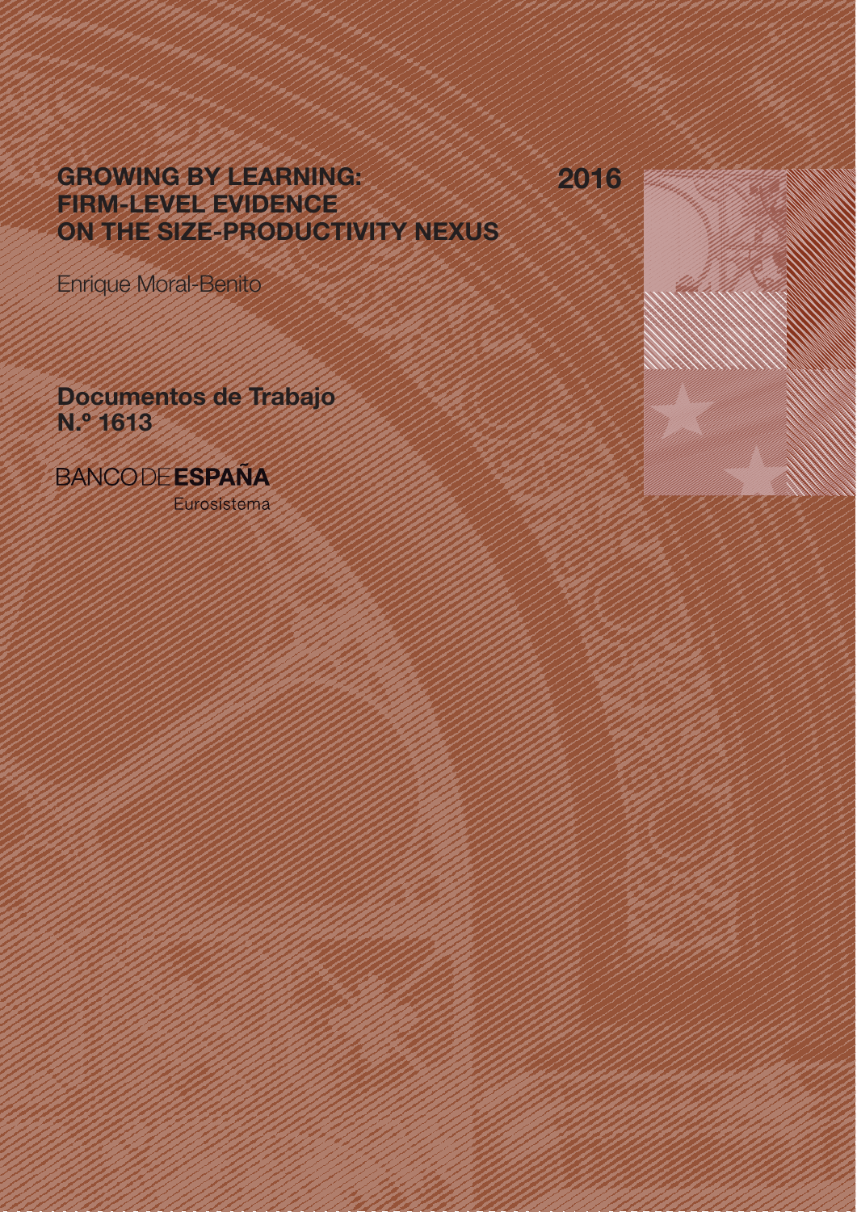# GROWING BY LEARNING: FIRM-LEVEL EVIDENCE ON THE SIZE-PRODUCTIVITY NEXUS

2016

Enrique Moral-Benito

**Documentos de Trabajo N.º 1613**

BANCO DE **ESPAÑA**

Eurosistema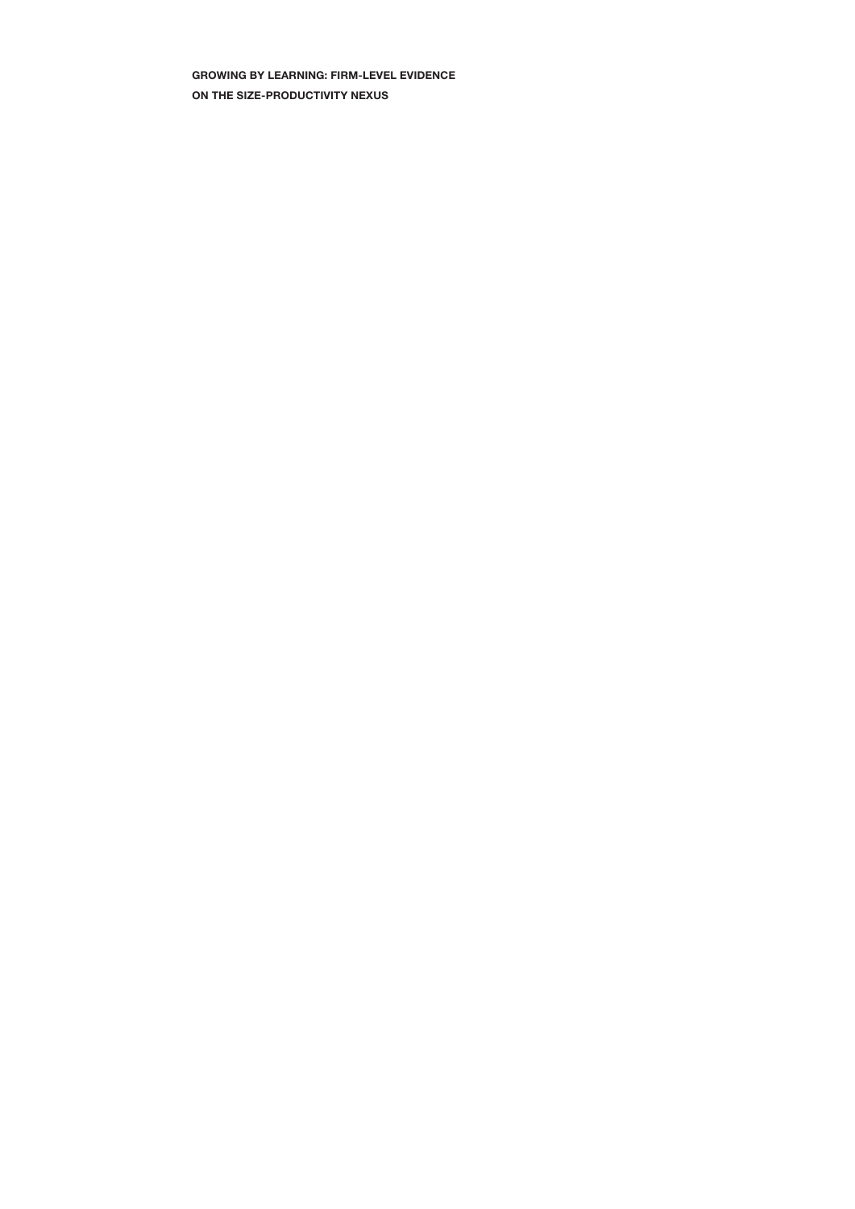**GROWING BY LEARNING: FIRM-LEVEL EVIDENCE ON THE SIZE-PRODUCTIVITY NEXUS**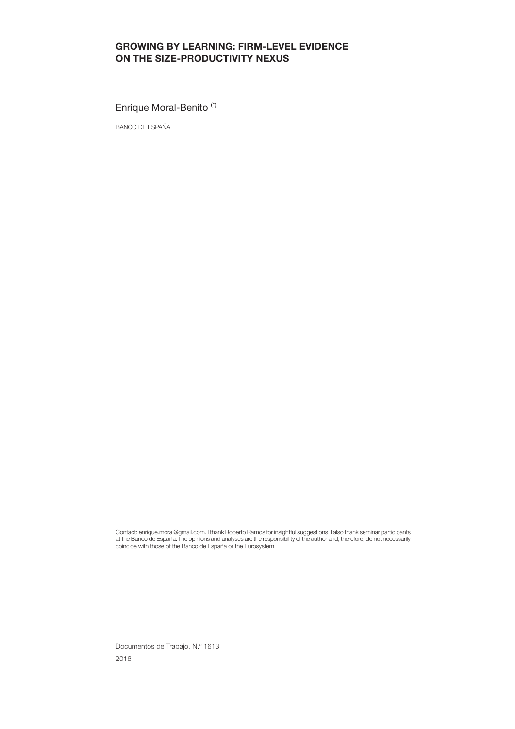# GROWING BY LEARNING: FIRM-LEVEL EVIDENCE ON THE SIZE-PRODUCTIVITY NEXUS

Enrique Moral-Benito (*)

BANCO DE ESPAÑA

(*) Contact: enrique.moral@gmail.com. I thank Roberto Ramos for insightful suggestions. I also thank seminar participants at the Banco de España. The opinions and analyses are the responsibility of the author and, therefore, do not necessarily coincide with those of the Banco de España or the Eurosystem.

Documentos de Trabajo. N.º 1613

2016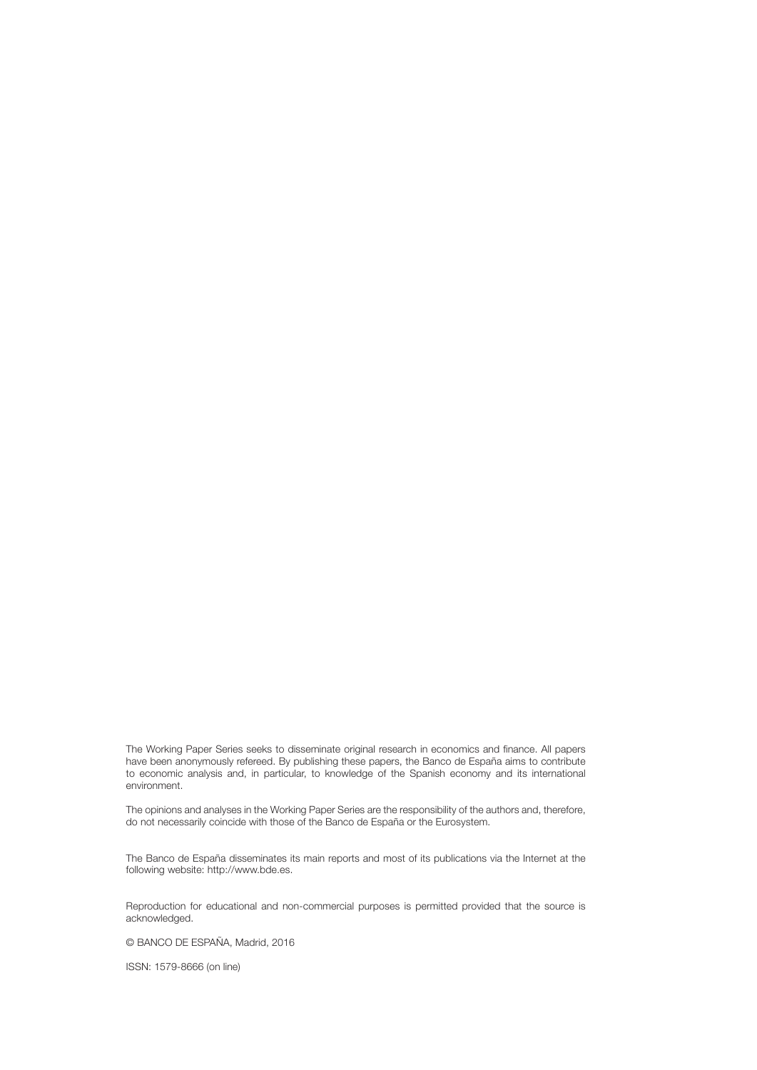The Working Paper Series seeks to disseminate original research in economics and finance. All papers have been anonymously refereed. By publishing these papers, the Banco de España aims to contribute to economic analysis and, in particular, to knowledge of the Spanish economy and its international environment.

The opinions and analyses in the Working Paper Series are the responsibility of the authors and, therefore, do not necessarily coincide with those of the Banco de España or the Eurosystem.

The Banco de España disseminates its main reports and most of its publications via the Internet at the following website: http://www.bde.es.

Reproduction for educational and non-commercial purposes is permitted provided that the source is acknowledged.

© BANCO DE ESPAÑA, Madrid, 2016

ISSN: 1579-8666 (on line)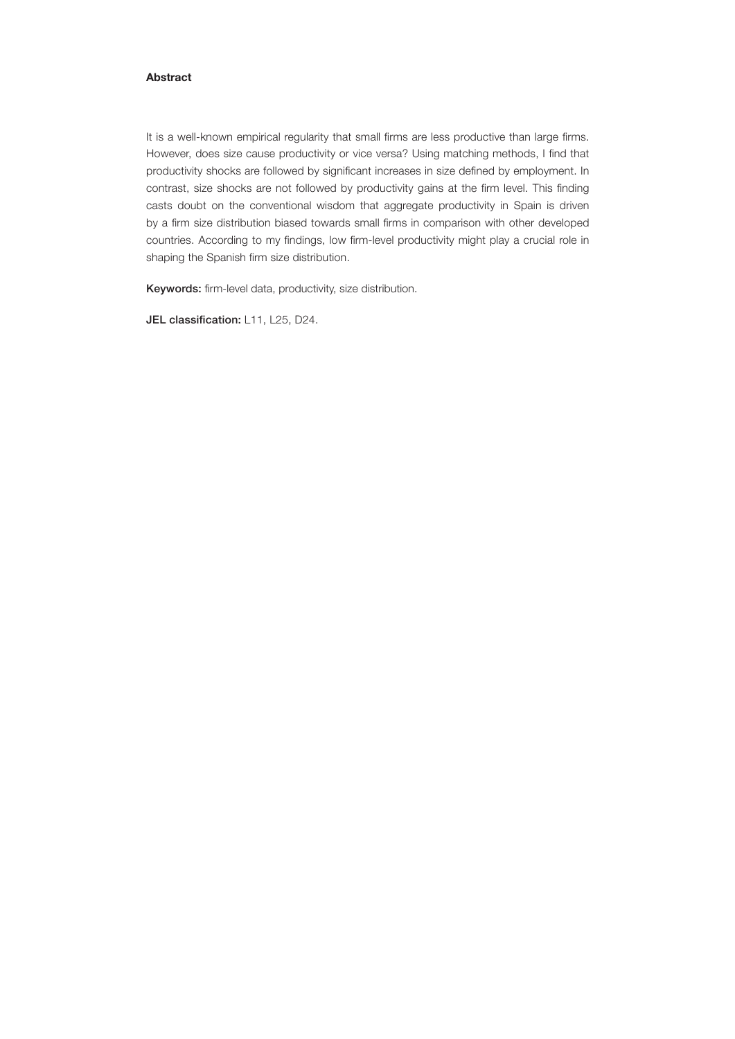**Abstract**

It is a well-known empirical regularity that small firms are less productive than large firms. However, does size cause productivity or vice versa? Using matching methods, I find that productivity shocks are followed by significant increases in size defined by employment. In contrast, size shocks are not followed by productivity gains at the firm level. This finding casts doubt on the conventional wisdom that aggregate productivity in Spain is driven by a firm size distribution biased towards small firms in comparison with other developed countries. According to my findings, low firm-level productivity might play a crucial role in shaping the Spanish firm size distribution.

**Keywords:** firm-level data, productivity, size distribution.

**JEL classification:** L11, L25, D24.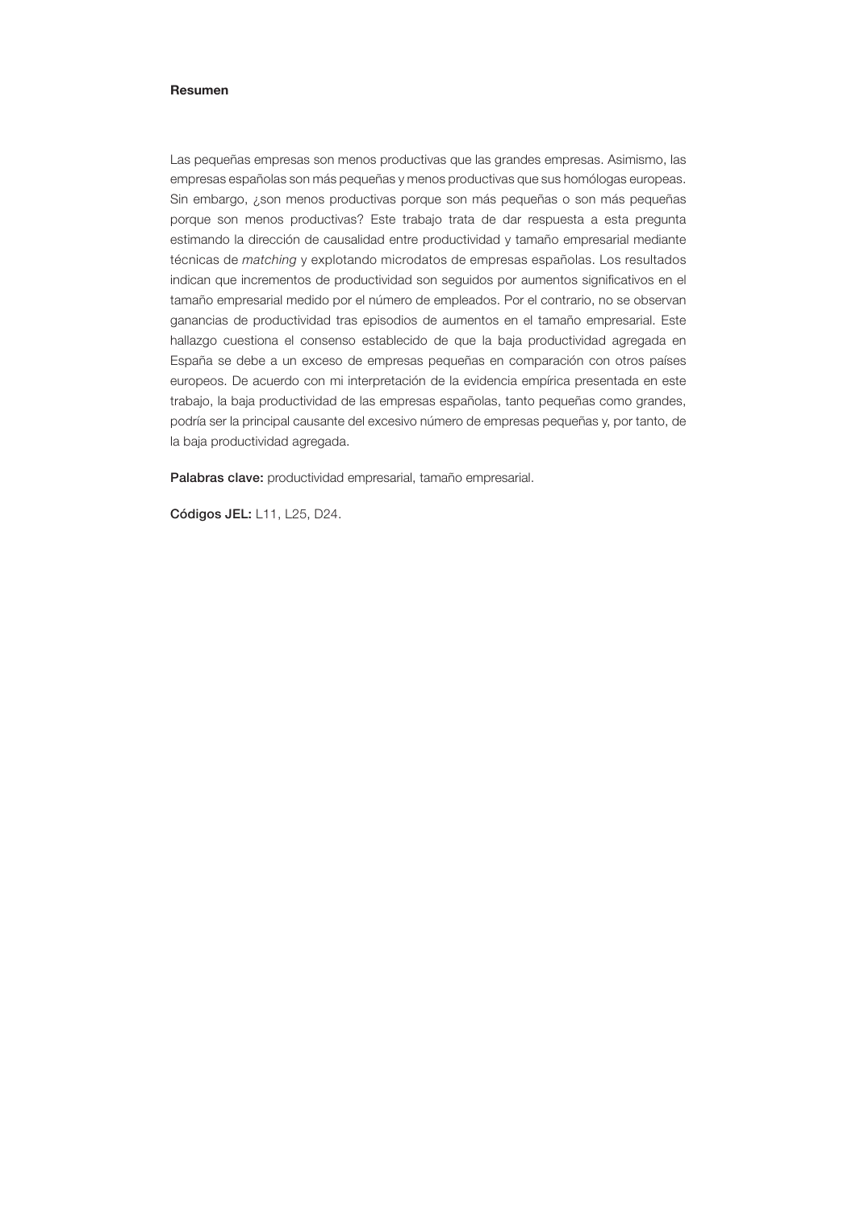**Resumen**

Las pequeñas empresas son menos productivas que las grandes empresas. Asimismo, las empresas españolas son más pequeñas y menos productivas que sus homólogas europeas. Sin embargo, ¿son menos productivas porque son más pequeñas o son más pequeñas porque son menos productivas? Este trabajo trata de dar respuesta a esta pregunta estimando la dirección de causalidad entre productividad y tamaño empresarial mediante técnicas de *matching* y explotando microdatos de empresas españolas. Los resultados indican que incrementos de productividad son seguidos por aumentos significativos en el tamaño empresarial medido por el número de empleados. Por el contrario, no se observan ganancias de productividad tras episodios de aumentos en el tamaño empresarial. Este hallazgo cuestiona el consenso establecido de que la baja productividad agregada en España se debe a un exceso de empresas pequeñas en comparación con otros países europeos. De acuerdo con mi interpretación de la evidencia empírica presentada en este trabajo, la baja productividad de las empresas españolas, tanto pequeñas como grandes, podría ser la principal causante del excesivo número de empresas pequeñas y, por tanto, de la baja productividad agregada.

**Palabras clave:** productividad empresarial, tamaño empresarial.

**Códigos JEL:** L11, L25, D24.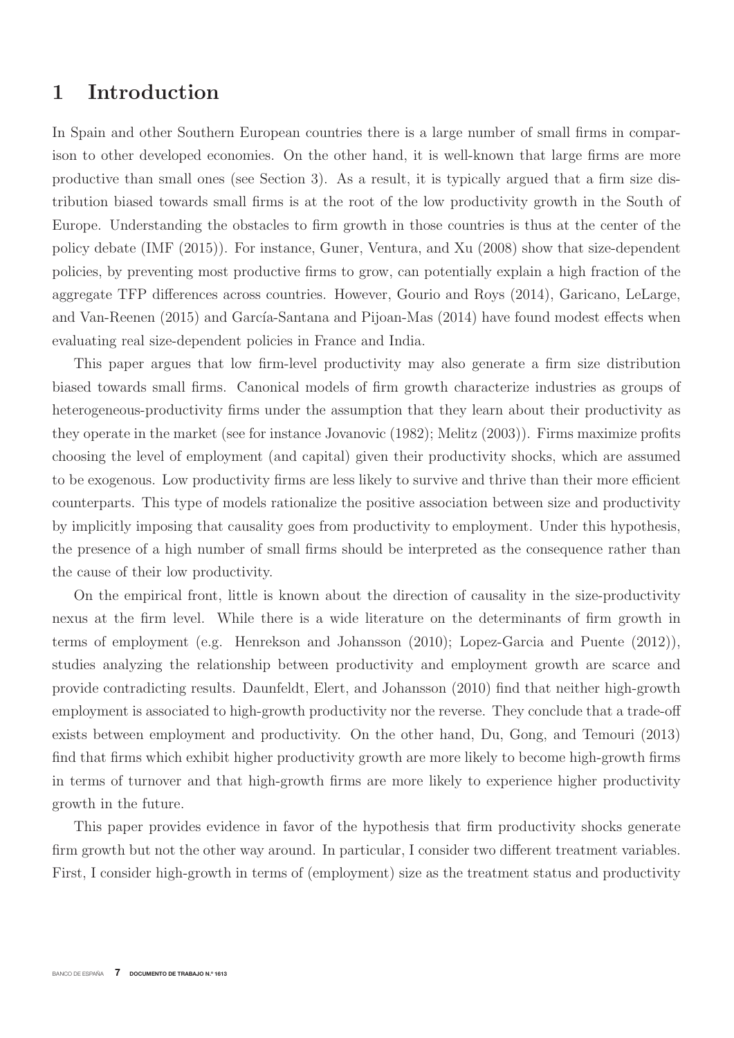# 1 Introduction

In Spain and other Southern European countries there is a large number of small firms in comparison to other developed economies. On the other hand, it is well-known that large firms are more productive than small ones (see Section 3). As a result, it is typically argued that a firm size distribution biased towards small firms is at the root of the low productivity growth in the South of Europe. Understanding the obstacles to firm growth in those countries is thus at the center of the policy debate (IMF (2015)). For instance, Guner, Ventura, and Xu (2008) show that size-dependent policies, by preventing most productive firms to grow, can potentially explain a high fraction of the aggregate TFP differences across countries. However, Gourio and Roys (2014), Garicano, LeLarge, and Van-Reenen (2015) and García-Santana and Pijoan-Mas (2014) have found modest effects when evaluating real size-dependent policies in France and India.

This paper argues that low firm-level productivity may also generate a firm size distribution biased towards small firms. Canonical models of firm growth characterize industries as groups of heterogeneous-productivity firms under the assumption that they learn about their productivity as they operate in the market (see for instance Jovanovic (1982); Melitz (2003)). Firms maximize profits choosing the level of employment (and capital) given their productivity shocks, which are assumed to be exogenous. Low productivity firms are less likely to survive and thrive than their more efficient counterparts. This type of models rationalize the positive association between size and productivity by implicitly imposing that causality goes from productivity to employment. Under this hypothesis, the presence of a high number of small firms should be interpreted as the consequence rather than the cause of their low productivity.

On the empirical front, little is known about the direction of causality in the size-productivity nexus at the firm level. While there is a wide literature on the determinants of firm growth in terms of employment (e.g. Henrekson and Johansson (2010); Lopez-Garcia and Puente (2012)), studies analyzing the relationship between productivity and employment growth are scarce and provide contradicting results. Daunfeldt, Elert, and Johansson (2010) find that neither high-growth employment is associated to high-growth productivity nor the reverse. They conclude that a trade-off exists between employment and productivity. On the other hand, Du, Gong, and Temouri (2013) find that firms which exhibit higher productivity growth are more likely to become high-growth firms in terms of turnover and that high-growth firms are more likely to experience higher productivity growth in the future.

This paper provides evidence in favor of the hypothesis that firm productivity shocks generate firm growth but not the other way around. In particular, I consider two different treatment variables. First, I consider high-growth in terms of (employment) size as the treatment status and productivity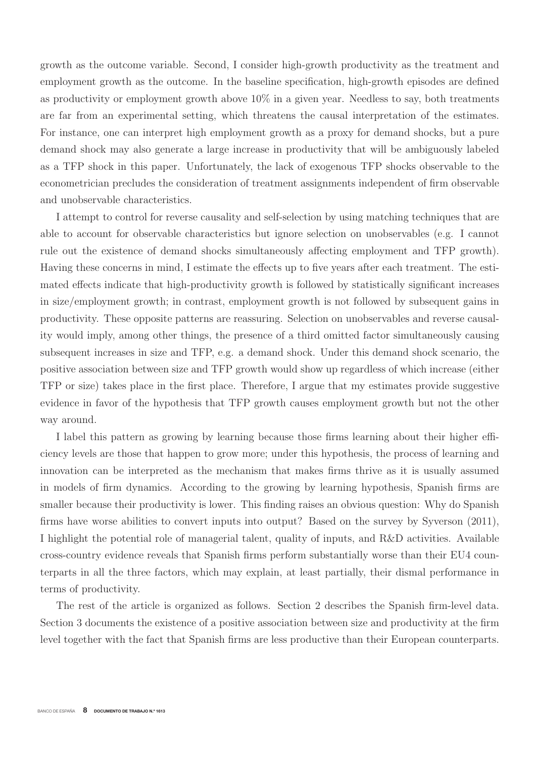growth as the outcome variable. Second, I consider high-growth productivity as the treatment and employment growth as the outcome. In the baseline specification, high-growth episodes are defined as productivity or employment growth above 10% in a given year. Needless to say, both treatments are far from an experimental setting, which threatens the causal interpretation of the estimates. For instance, one can interpret high employment growth as a proxy for demand shocks, but a pure demand shock may also generate a large increase in productivity that will be ambiguously labeled as a TFP shock in this paper. Unfortunately, the lack of exogenous TFP shocks observable to the econometrician precludes the consideration of treatment assignments independent of firm observable and unobservable characteristics.

I attempt to control for reverse causality and self-selection by using matching techniques that are able to account for observable characteristics but ignore selection on unobservables (e.g. I cannot rule out the existence of demand shocks simultaneously affecting employment and TFP growth). Having these concerns in mind, I estimate the effects up to five years after each treatment. The estimated effects indicate that high-productivity growth is followed by statistically significant increases in size/employment growth; in contrast, employment growth is not followed by subsequent gains in productivity. These opposite patterns are reassuring. Selection on unobservables and reverse causality would imply, among other things, the presence of a third omitted factor simultaneously causing subsequent increases in size and TFP, e.g. a demand shock. Under this demand shock scenario, the positive association between size and TFP growth would show up regardless of which increase (either TFP or size) takes place in the first place. Therefore, I argue that my estimates provide suggestive evidence in favor of the hypothesis that TFP growth causes employment growth but not the other way around.

I label this pattern as growing by learning because those firms learning about their higher efficiency levels are those that happen to grow more; under this hypothesis, the process of learning and innovation can be interpreted as the mechanism that makes firms thrive as it is usually assumed in models of firm dynamics. According to the growing by learning hypothesis, Spanish firms are smaller because their productivity is lower. This finding raises an obvious question: Why do Spanish firms have worse abilities to convert inputs into output? Based on the survey by Syverson (2011), I highlight the potential role of managerial talent, quality of inputs, and R&D activities. Available cross-country evidence reveals that Spanish firms perform substantially worse than their EU4 counterparts in all the three factors, which may explain, at least partially, their dismal performance in terms of productivity.

The rest of the article is organized as follows. Section 2 describes the Spanish firm-level data. Section 3 documents the existence of a positive association between size and productivity at the firm level together with the fact that Spanish firms are less productive than their European counterparts.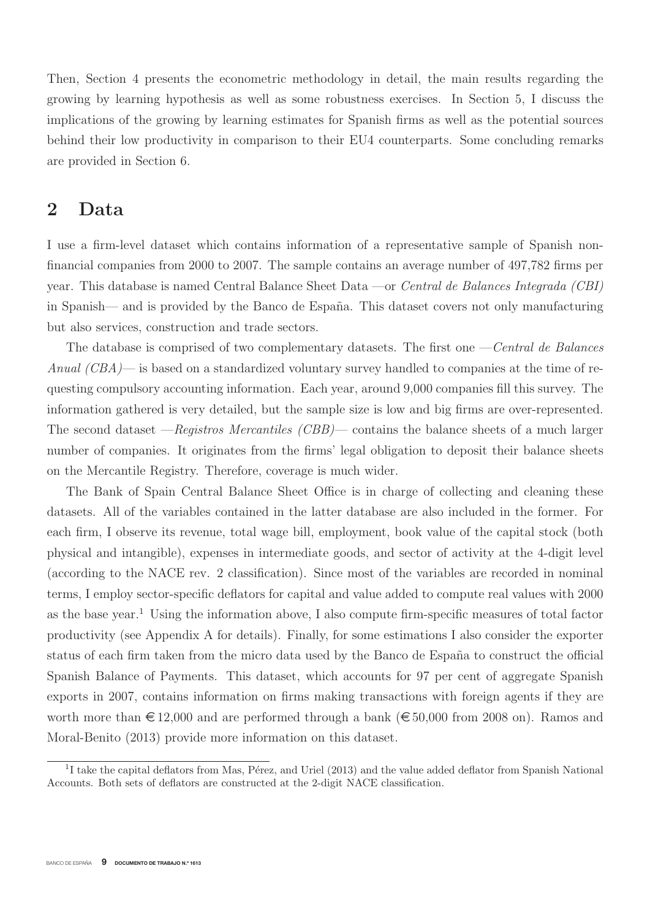Then, Section 4 presents the econometric methodology in detail, the main results regarding the growing by learning hypothesis as well as some robustness exercises. In Section 5, I discuss the implications of the growing by learning estimates for Spanish firms as well as the potential sources behind their low productivity in comparison to their EU4 counterparts. Some concluding remarks are provided in Section 6.

## 2 Data

I use a firm-level dataset which contains information of a representative sample of Spanish non-financial companies from 2000 to 2007. The sample contains an average number of 497,782 firms per year. This database is named Central Balance Sheet Data —or *Central de Balances Integrada (CBI)* in Spanish— and is provided by the Banco de España. This dataset covers not only manufacturing but also services, construction and trade sectors.

The database is comprised of two complementary datasets. The first one —*Central de Balances Anual (CBA)*— is based on a standardized voluntary survey handled to companies at the time of requesting compulsory accounting information. Each year, around 9,000 companies fill this survey. The information gathered is very detailed, but the sample size is low and big firms are over-represented. The second dataset —*Registros Mercantiles (CBB)*— contains the balance sheets of a much larger number of companies. It originates from the firms' legal obligation to deposit their balance sheets on the Mercantile Registry. Therefore, coverage is much wider.

The Bank of Spain Central Balance Sheet Office is in charge of collecting and cleaning these datasets. All of the variables contained in the latter database are also included in the former. For each firm, I observe its revenue, total wage bill, employment, book value of the capital stock (both physical and intangible), expenses in intermediate goods, and sector of activity at the 4-digit level (according to the NACE rev. 2 classification). Since most of the variables are recorded in nominal terms, I employ sector-specific deflators for capital and value added to compute real values with 2000 as the base year.[1] Using the information above, I also compute firm-specific measures of total factor productivity (see Appendix A for details). Finally, for some estimations I also consider the exporter status of each firm taken from the micro data used by the Banco de España to construct the official Spanish Balance of Payments. This dataset, which accounts for 97 per cent of aggregate Spanish exports in 2007, contains information on firms making transactions with foreign agents if they are worth more than €12,000 and are performed through a bank (€50,000 from 2008 on). Ramos and Moral-Benito (2013) provide more information on this dataset.

[1] I take the capital deflators from Mas, Pérez, and Uriel (2013) and the value added deflator from Spanish National Accounts. Both sets of deflators are constructed at the 2-digit NACE classification.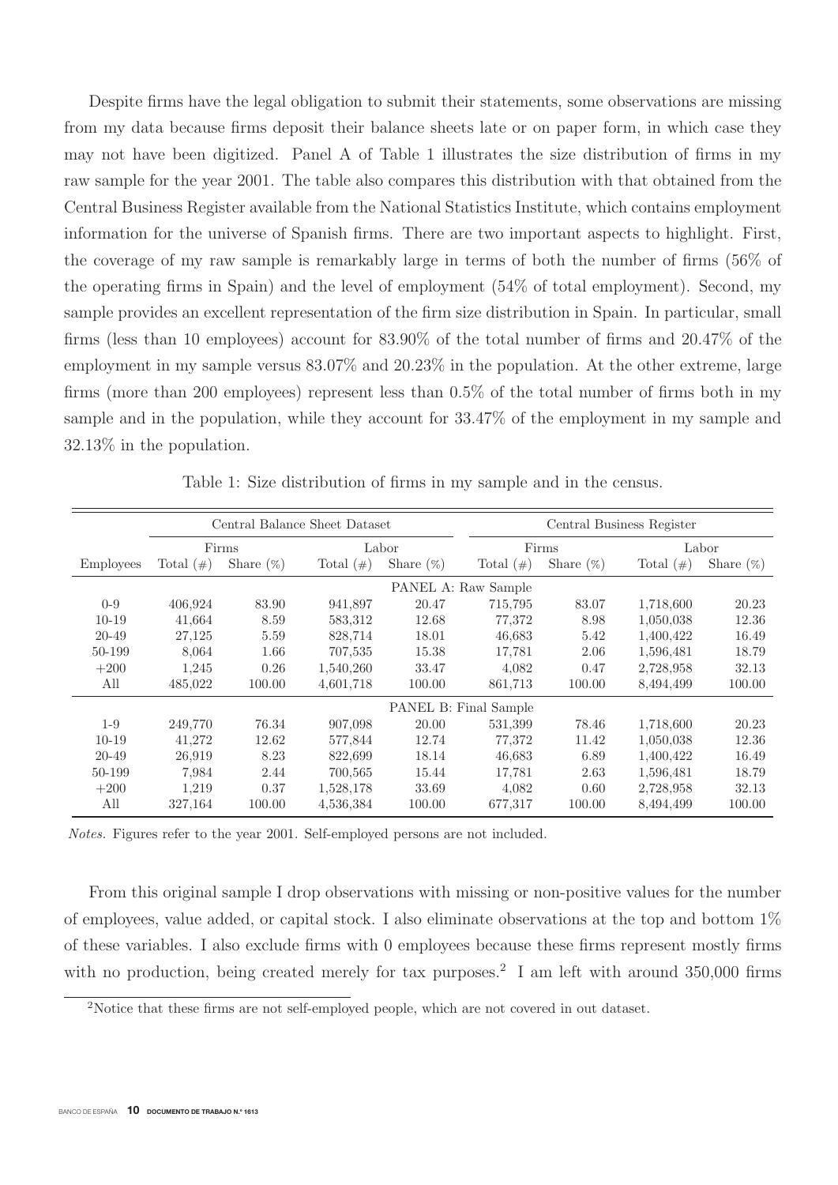Despite firms have the legal obligation to submit their statements, some observations are missing from my data because firms deposit their balance sheets late or on paper form, in which case they may not have been digitized. Panel A of Table 1 illustrates the size distribution of firms in my raw sample for the year 2001. The table also compares this distribution with that obtained from the Central Business Register available from the National Statistics Institute, which contains employment information for the universe of Spanish firms. There are two important aspects to highlight. First, the coverage of my raw sample is remarkably large in terms of both the number of firms (56% of the operating firms in Spain) and the level of employment (54% of total employment). Second, my sample provides an excellent representation of the firm size distribution in Spain. In particular, small firms (less than 10 employees) account for 83.90% of the total number of firms and 20.47% of the employment in my sample versus 83.07% and 20.23% in the population. At the other extreme, large firms (more than 200 employees) represent less than 0.5% of the total number of firms both in my sample and in the population, while they account for 33.47% of the employment in my sample and 32.13% in the population.

Table 1: Size distribution of firms in my sample and in the census.

| | Central Balance Sheet Dataset | | | | Central Business Register | | | |
|---|---|---|---|---|---|---|---|---|
| | Firms | | Labor | | Firms | | Labor | |
| Employees | Total (#) | Share (%) | Total (#) | Share (%) | Total (#) | Share (%) | Total (#) | Share (%) |
| | | | | PANEL A: Raw Sample | | | | |
| 0-9 | 406,924 | 83.90 | 941,897 | 20.47 | 715,795 | 83.07 | 1,718,600 | 20.23 |
| 10-19 | 41,664 | 8.59 | 583,312 | 12.68 | 77,372 | 8.98 | 1,050,038 | 12.36 |
| 20-49 | 27,125 | 5.59 | 828,714 | 18.01 | 46,683 | 5.42 | 1,400,422 | 16.49 |
| 50-199 | 8,064 | 1.66 | 707,535 | 15.38 | 17,781 | 2.06 | 1,596,481 | 18.79 |
| +200 | 1,245 | 0.26 | 1,540,260 | 33.47 | 4,082 | 0.47 | 2,728,958 | 32.13 |
| All | 485,022 | 100.00 | 4,601,718 | 100.00 | 861,713 | 100.00 | 8,494,499 | 100.00 |
| | | | | PANEL B: Final Sample | | | | |
| 1-9 | 249,770 | 76.34 | 907,098 | 20.00 | 531,399 | 78.46 | 1,718,600 | 20.23 |
| 10-19 | 41,272 | 12.62 | 577,844 | 12.74 | 77,372 | 11.42 | 1,050,038 | 12.36 |
| 20-49 | 26,919 | 8.23 | 822,699 | 18.14 | 46,683 | 6.89 | 1,400,422 | 16.49 |
| 50-199 | 7,984 | 2.44 | 700,565 | 15.44 | 17,781 | 2.63 | 1,596,481 | 18.79 |
| +200 | 1,219 | 0.37 | 1,528,178 | 33.69 | 4,082 | 0.60 | 2,728,958 | 32.13 |
| All | 327,164 | 100.00 | 4,536,384 | 100.00 | 677,317 | 100.00 | 8,494,499 | 100.00 |

*Notes.* Figures refer to the year 2001. Self-employed persons are not included.

From this original sample I drop observations with missing or non-positive values for the number of employees, value added, or capital stock. I also eliminate observations at the top and bottom 1% of these variables. I also exclude firms with 0 employees because these firms represent mostly firms with no production, being created merely for tax purposes.[2] I am left with around 350,000 firms

[2]Notice that these firms are not self-employed people, which are not covered in out dataset.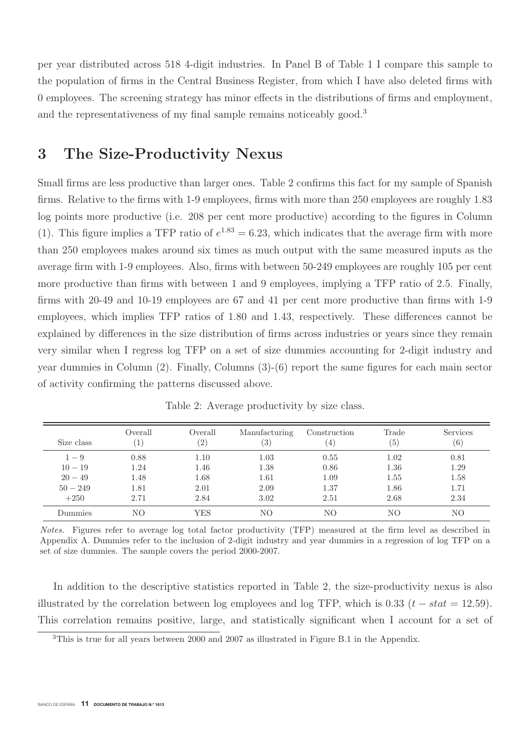per year distributed across 518 4-digit industries. In Panel B of Table 1 I compare this sample to the population of firms in the Central Business Register, from which I have also deleted firms with 0 employees. The screening strategy has minor effects in the distributions of firms and employment, and the representativeness of my final sample remains noticeably good.[3]

# 3 The Size-Productivity Nexus

Small firms are less productive than larger ones. Table 2 confirms this fact for my sample of Spanish firms. Relative to the firms with 1-9 employees, firms with more than 250 employees are roughly 1.83 log points more productive (i.e. 208 per cent more productive) according to the figures in Column (1). This figure implies a TFP ratio of $e^{1.83} = 6.23$, which indicates that the average firm with more than 250 employees makes around six times as much output with the same measured inputs as the average firm with 1-9 employees. Also, firms with between 50-249 employees are roughly 105 per cent more productive than firms with between 1 and 9 employees, implying a TFP ratio of 2.5. Finally, firms with 20-49 and 10-19 employees are 67 and 41 per cent more productive than firms with 1-9 employees, which implies TFP ratios of 1.80 and 1.43, respectively. These differences cannot be explained by differences in the size distribution of firms across industries or years since they remain very similar when I regress log TFP on a set of size dummies accounting for 2-digit industry and year dummies in Column (2). Finally, Columns (3)-(6) report the same figures for each main sector of activity confirming the patterns discussed above.

Table 2: Average productivity by size class.

| Size class | Overall (1) | Overall (2) | Manufacturing (3) | Construction (4) | Trade (5) | Services (6) |
|---|---|---|---|---|---|---|
| $1-9$ | 0.88 | 1.10 | 1.03 | 0.55 | 1.02 | 0.81 |
| $10-19$ | 1.24 | 1.46 | 1.38 | 0.86 | 1.36 | 1.29 |
| $20-49$ | 1.48 | 1.68 | 1.61 | 1.09 | 1.55 | 1.58 |
| $50-249$ | 1.81 | 2.01 | 2.09 | 1.37 | 1.86 | 1.71 |
| $+250$ | 2.71 | 2.84 | 3.02 | 2.51 | 2.68 | 2.34 |
| Dummies | NO | YES | NO | NO | NO | NO |

*Notes.* Figures refer to average log total factor productivity (TFP) measured at the firm level as described in Appendix A. Dummies refer to the inclusion of 2-digit industry and year dummies in a regression of log TFP on a set of size dummies. The sample covers the period 2000-2007.

In addition to the descriptive statistics reported in Table 2, the size-productivity nexus is also illustrated by the correlation between log employees and log TFP, which is 0.33 ($t-stat = 12.59$). This correlation remains positive, large, and statistically significant when I account for a set of

[3] This is true for all years between 2000 and 2007 as illustrated in Figure B.1 in the Appendix.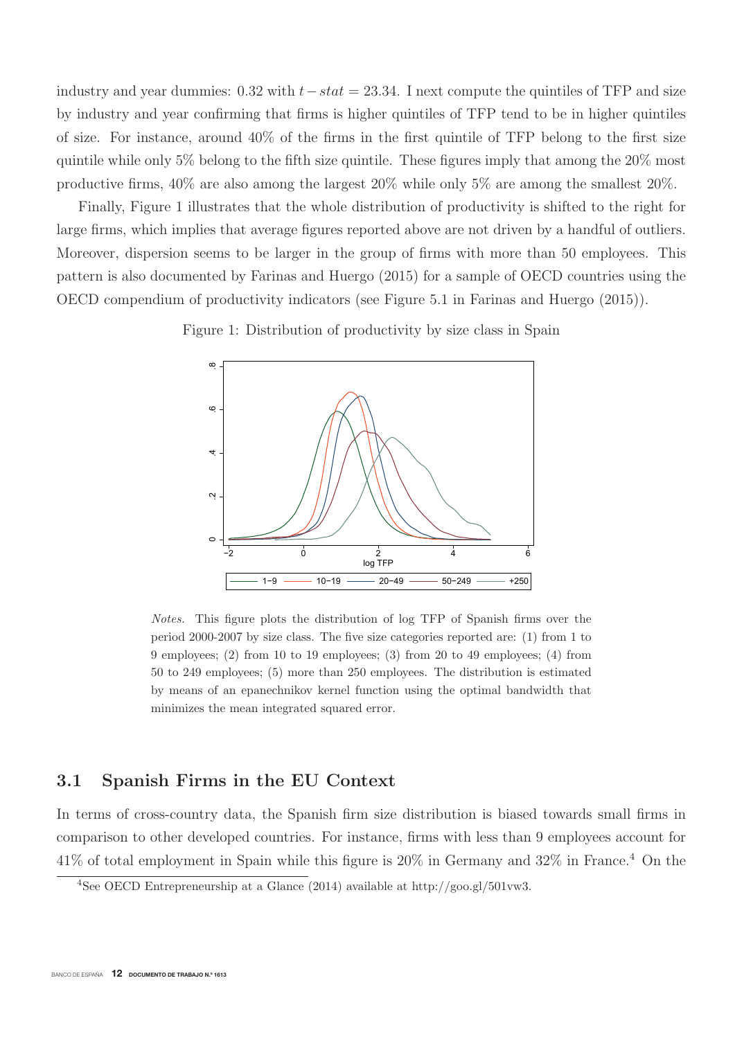industry and year dummies: 0.32 with $t-stat = 23.34$. I next compute the quintiles of TFP and size by industry and year confirming that firms is higher quintiles of TFP tend to be in higher quintiles of size. For instance, around 40% of the firms in the first quintile of TFP belong to the first size quintile while only 5% belong to the fifth size quintile. These figures imply that among the 20% most productive firms, 40% are also among the largest 20% while only 5% are among the smallest 20%.

Finally, Figure 1 illustrates that the whole distribution of productivity is shifted to the right for large firms, which implies that average figures reported above are not driven by a handful of outliers. Moreover, dispersion seems to be larger in the group of firms with more than 50 employees. This pattern is also documented by Farinas and Huergo (2015) for a sample of OECD countries using the OECD compendium of productivity indicators (see Figure 5.1 in Farinas and Huergo (2015)).

Figure 1: Distribution of productivity by size class in Spain

*Notes.* This figure plots the distribution of log TFP of Spanish firms over the period 2000-2007 by size class. The five size categories reported are: (1) from 1 to 9 employees; (2) from 10 to 19 employees; (3) from 20 to 49 employees; (4) from 50 to 249 employees; (5) more than 250 employees. The distribution is estimated by means of an epanechnikov kernel function using the optimal bandwidth that minimizes the mean integrated squared error.

## 3.1 Spanish Firms in the EU Context

In terms of cross-country data, the Spanish firm size distribution is biased towards small firms in comparison to other developed countries. For instance, firms with less than 9 employees account for 41% of total employment in Spain while this figure is 20% in Germany and 32% in France.[4] On the

[4]See OECD Entrepreneurship at a Glance (2014) available at http://goo.gl/501vw3.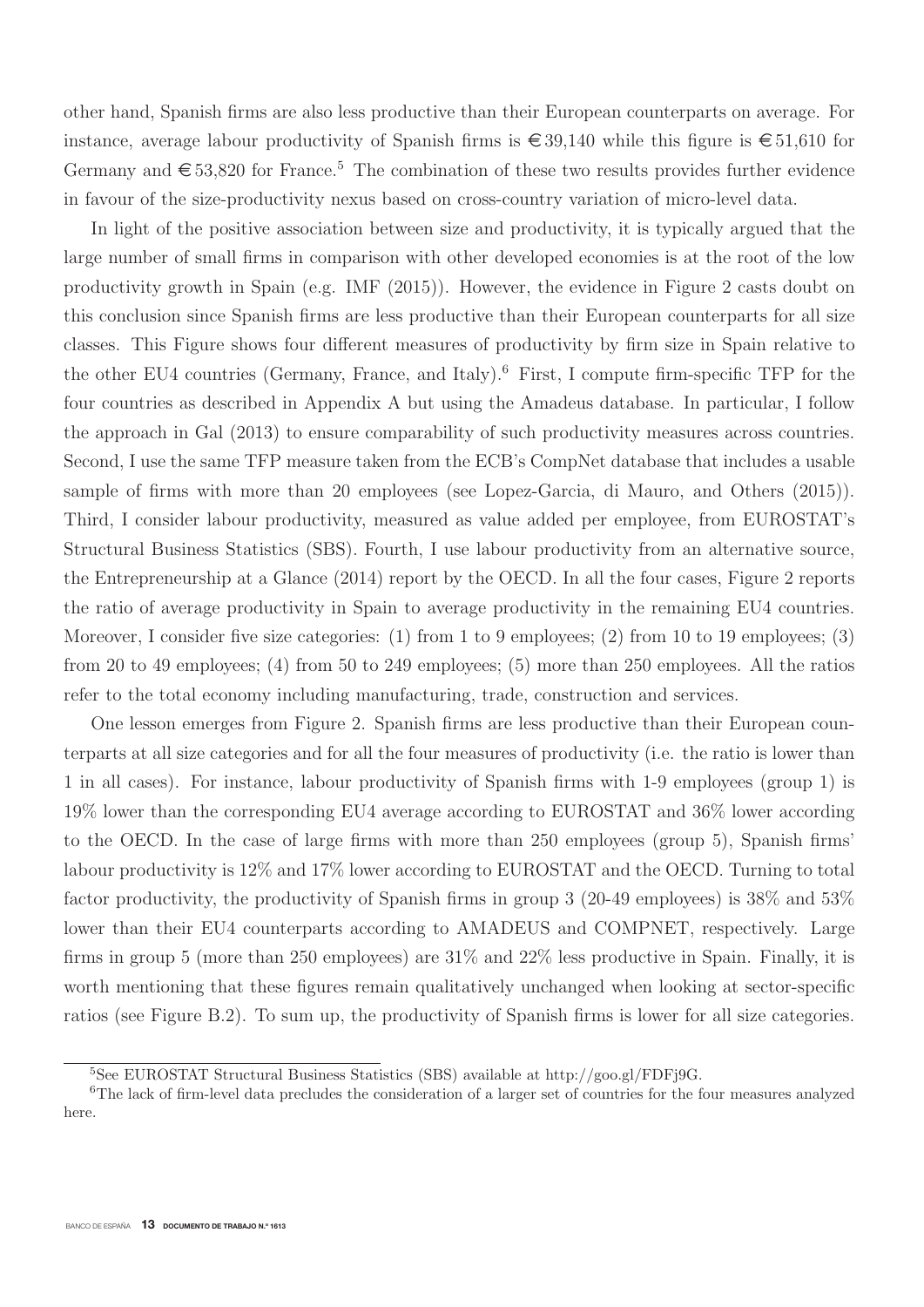other hand, Spanish firms are also less productive than their European counterparts on average. For instance, average labour productivity of Spanish firms is €39,140 while this figure is €51,610 for Germany and €53,820 for France.[5] The combination of these two results provides further evidence in favour of the size-productivity nexus based on cross-country variation of micro-level data.

In light of the positive association between size and productivity, it is typically argued that the large number of small firms in comparison with other developed economies is at the root of the low productivity growth in Spain (e.g. IMF (2015)). However, the evidence in Figure 2 casts doubt on this conclusion since Spanish firms are less productive than their European counterparts for all size classes. This Figure shows four different measures of productivity by firm size in Spain relative to the other EU4 countries (Germany, France, and Italy).[6] First, I compute firm-specific TFP for the four countries as described in Appendix A but using the Amadeus database. In particular, I follow the approach in Gal (2013) to ensure comparability of such productivity measures across countries. Second, I use the same TFP measure taken from the ECB's CompNet database that includes a usable sample of firms with more than 20 employees (see Lopez-Garcia, di Mauro, and Others (2015)). Third, I consider labour productivity, measured as value added per employee, from EUROSTAT's Structural Business Statistics (SBS). Fourth, I use labour productivity from an alternative source, the Entrepreneurship at a Glance (2014) report by the OECD. In all the four cases, Figure 2 reports the ratio of average productivity in Spain to average productivity in the remaining EU4 countries. Moreover, I consider five size categories: (1) from 1 to 9 employees; (2) from 10 to 19 employees; (3) from 20 to 49 employees; (4) from 50 to 249 employees; (5) more than 250 employees. All the ratios refer to the total economy including manufacturing, trade, construction and services.

One lesson emerges from Figure 2. Spanish firms are less productive than their European counterparts at all size categories and for all the four measures of productivity (i.e. the ratio is lower than 1 in all cases). For instance, labour productivity of Spanish firms with 1-9 employees (group 1) is 19% lower than the corresponding EU4 average according to EUROSTAT and 36% lower according to the OECD. In the case of large firms with more than 250 employees (group 5), Spanish firms' labour productivity is 12% and 17% lower according to EUROSTAT and the OECD. Turning to total factor productivity, the productivity of Spanish firms in group 3 (20-49 employees) is 38% and 53% lower than their EU4 counterparts according to AMADEUS and COMPNET, respectively. Large firms in group 5 (more than 250 employees) are 31% and 22% less productive in Spain. Finally, it is worth mentioning that these figures remain qualitatively unchanged when looking at sector-specific ratios (see Figure B.2). To sum up, the productivity of Spanish firms is lower for all size categories.

[5] See EUROSTAT Structural Business Statistics (SBS) available at http://goo.gl/FDFj9G.

[6] The lack of firm-level data precludes the consideration of a larger set of countries for the four measures analyzed here.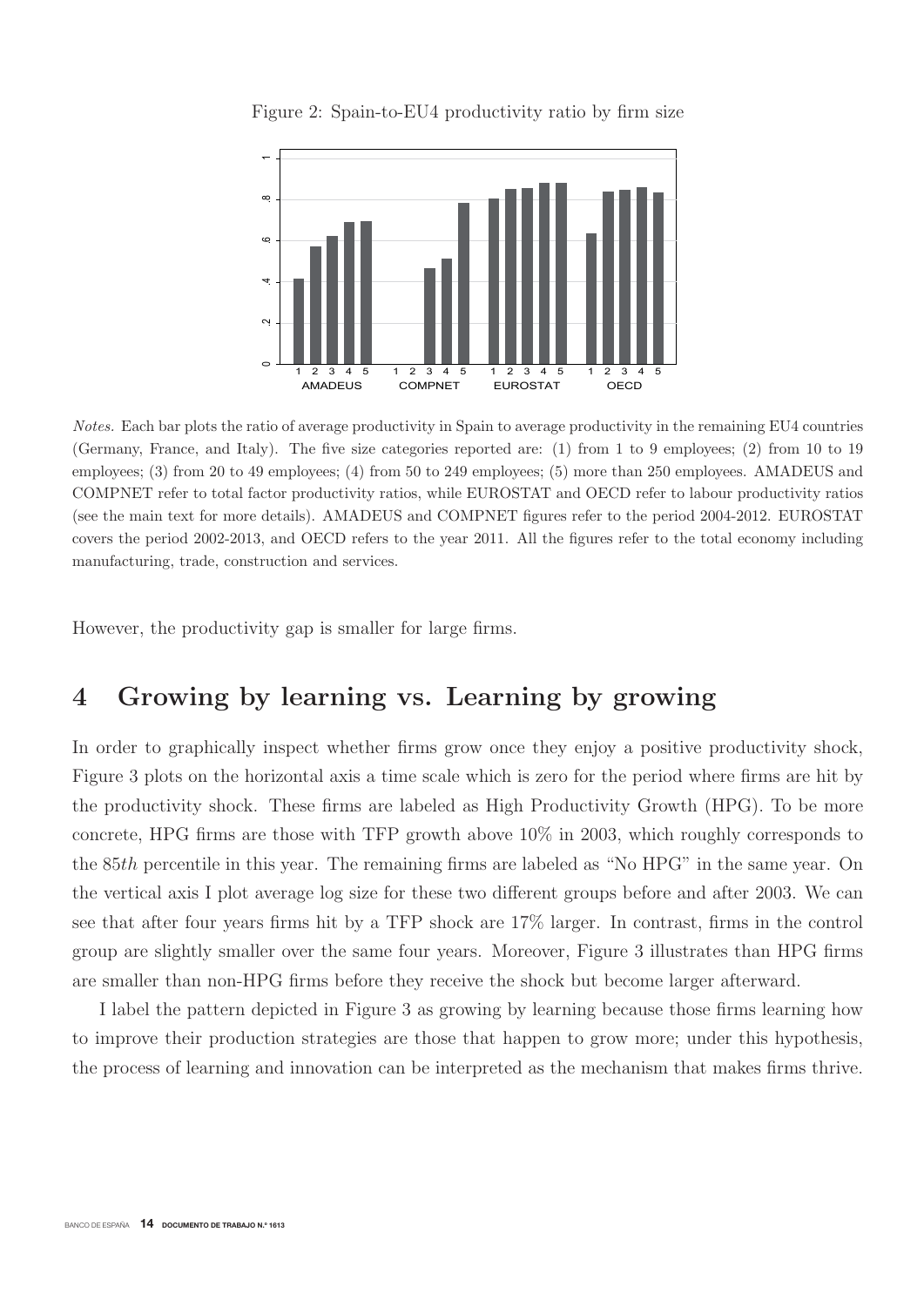Figure 2: Spain-to-EU4 productivity ratio by firm size

*Notes.* Each bar plots the ratio of average productivity in Spain to average productivity in the remaining EU4 countries (Germany, France, and Italy). The five size categories reported are: (1) from 1 to 9 employees; (2) from 10 to 19 employees; (3) from 20 to 49 employees; (4) from 50 to 249 employees; (5) more than 250 employees. AMADEUS and COMPNET refer to total factor productivity ratios, while EUROSTAT and OECD refer to labour productivity ratios (see the main text for more details). AMADEUS and COMPNET figures refer to the period 2004-2012. EUROSTAT covers the period 2002-2013, and OECD refers to the year 2011. All the figures refer to the total economy including manufacturing, trade, construction and services.

However, the productivity gap is smaller for large firms.

## 4 Growing by learning vs. Learning by growing

In order to graphically inspect whether firms grow once they enjoy a positive productivity shock, Figure 3 plots on the horizontal axis a time scale which is zero for the period where firms are hit by the productivity shock. These firms are labeled as High Productivity Growth (HPG). To be more concrete, HPG firms are those with TFP growth above 10% in 2003, which roughly corresponds to the 85*th* percentile in this year. The remaining firms are labeled as "No HPG" in the same year. On the vertical axis I plot average log size for these two different groups before and after 2003. We can see that after four years firms hit by a TFP shock are 17% larger. In contrast, firms in the control group are slightly smaller over the same four years. Moreover, Figure 3 illustrates than HPG firms are smaller than non-HPG firms before they receive the shock but become larger afterward.

I label the pattern depicted in Figure 3 as growing by learning because those firms learning how to improve their production strategies are those that happen to grow more; under this hypothesis, the process of learning and innovation can be interpreted as the mechanism that makes firms thrive.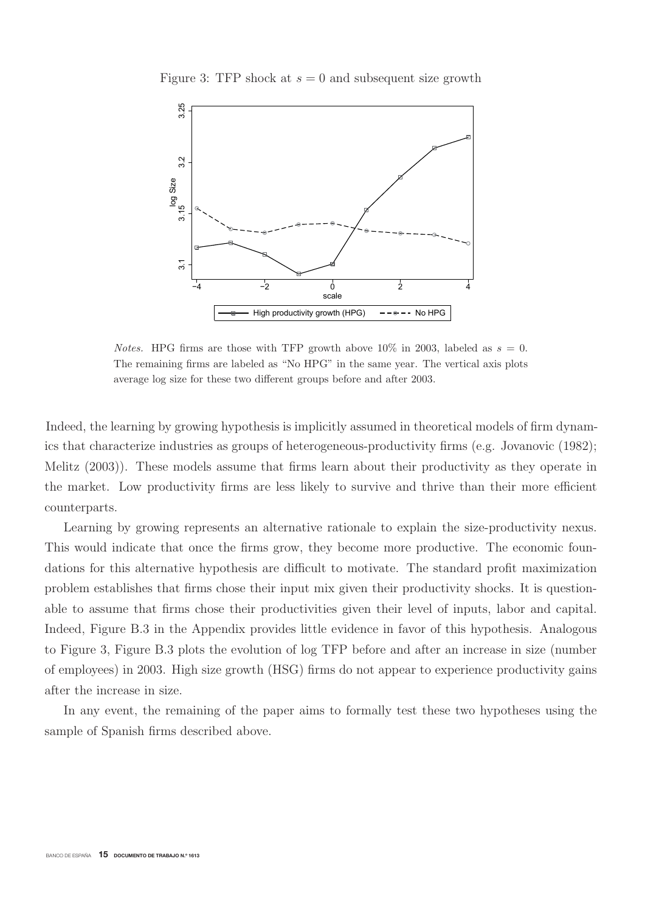Figure 3: TFP shock at $s = 0$ and subsequent size growth

*Notes.* HPG firms are those with TFP growth above 10% in 2003, labeled as $s = 0$. The remaining firms are labeled as "No HPG" in the same year. The vertical axis plots average log size for these two different groups before and after 2003.

Indeed, the learning by growing hypothesis is implicitly assumed in theoretical models of firm dynamics that characterize industries as groups of heterogeneous-productivity firms (e.g. Jovanovic (1982); Melitz (2003)). These models assume that firms learn about their productivity as they operate in the market. Low productivity firms are less likely to survive and thrive than their more efficient counterparts.

Learning by growing represents an alternative rationale to explain the size-productivity nexus. This would indicate that once the firms grow, they become more productive. The economic foundations for this alternative hypothesis are difficult to motivate. The standard profit maximization problem establishes that firms chose their input mix given their productivity shocks. It is questionable to assume that firms chose their productivities given their level of inputs, labor and capital. Indeed, Figure B.3 in the Appendix provides little evidence in favor of this hypothesis. Analogous to Figure 3, Figure B.3 plots the evolution of log TFP before and after an increase in size (number of employees) in 2003. High size growth (HSG) firms do not appear to experience productivity gains after the increase in size.

In any event, the remaining of the paper aims to formally test these two hypotheses using the sample of Spanish firms described above.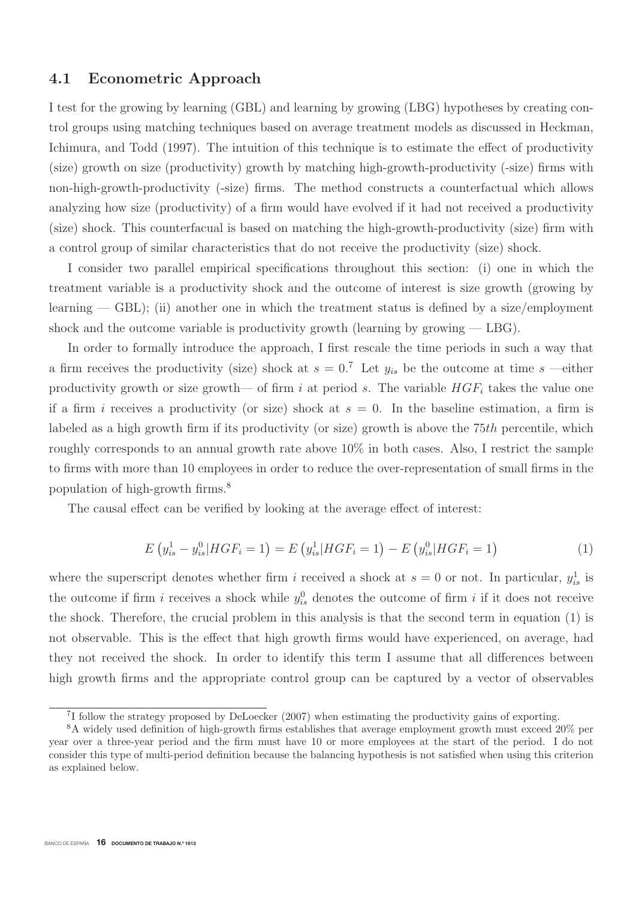### 4.1 Econometric Approach

I test for the growing by learning (GBL) and learning by growing (LBG) hypotheses by creating control groups using matching techniques based on average treatment models as discussed in Heckman, Ichimura, and Todd (1997). The intuition of this technique is to estimate the effect of productivity (size) growth on size (productivity) growth by matching high-growth-productivity (-size) firms with non-high-growth-productivity (-size) firms. The method constructs a counterfactual which allows analyzing how size (productivity) of a firm would have evolved if it had not received a productivity (size) shock. This counterfacual is based on matching the high-growth-productivity (size) firm with a control group of similar characteristics that do not receive the productivity (size) shock.

I consider two parallel empirical specifications throughout this section: (i) one in which the treatment variable is a productivity shock and the outcome of interest is size growth (growing by learning — GBL); (ii) another one in which the treatment status is defined by a size/employment shock and the outcome variable is productivity growth (learning by growing — LBG).

In order to formally introduce the approach, I first rescale the time periods in such a way that a firm receives the productivity (size) shock at $s = 0$.[7] Let $y_{is}$ be the outcome at time $s$ —either productivity growth or size growth— of firm $i$ at period $s$. The variable $HGF_i$ takes the value one if a firm $i$ receives a productivity (or size) shock at $s = 0$. In the baseline estimation, a firm is labeled as a high growth firm if its productivity (or size) growth is above the $75th$ percentile, which roughly corresponds to an annual growth rate above 10% in both cases. Also, I restrict the sample to firms with more than 10 employees in order to reduce the over-representation of small firms in the population of high-growth firms.[8]

The causal effect can be verified by looking at the average effect of interest:

$$E\left(y_{is}^{1} - y_{is}^{0} | HGF_i = 1\right) = E\left(y_{is}^{1} | HGF_i = 1\right) - E\left(y_{is}^{0} | HGF_i = 1\right) \tag{1}$$

where the superscript denotes whether firm $i$ received a shock at $s = 0$ or not. In particular, $y_{is}^{1}$ is the outcome if firm $i$ receives a shock while $y_{is}^{0}$ denotes the outcome of firm $i$ if it does not receive the shock. Therefore, the crucial problem in this analysis is that the second term in equation (1) is not observable. This is the effect that high growth firms would have experienced, on average, had they not received the shock. In order to identify this term I assume that all differences between high growth firms and the appropriate control group can be captured by a vector of observables

[7] I follow the strategy proposed by DeLoecker (2007) when estimating the productivity gains of exporting.

[8] A widely used definition of high-growth firms establishes that average employment growth must exceed 20% per year over a three-year period and the firm must have 10 or more employees at the start of the period. I do not consider this type of multi-period definition because the balancing hypothesis is not satisfied when using this criterion as explained below.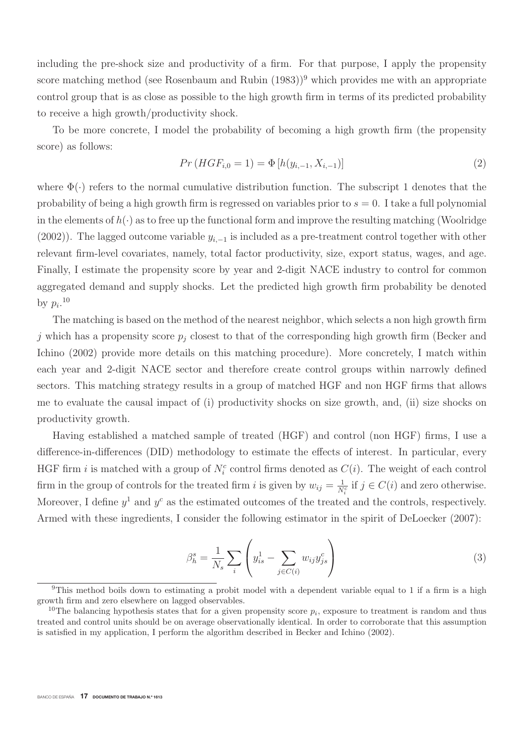including the pre-shock size and productivity of a firm. For that purpose, I apply the propensity score matching method (see Rosenbaum and Rubin (1983))[9] which provides me with an appropriate control group that is as close as possible to the high growth firm in terms of its predicted probability to receive a high growth/productivity shock.

To be more concrete, I model the probability of becoming a high growth firm (the propensity score) as follows:

$$Pr\left(HGF_{i,0}=1\right)=\Phi\left[h(y_{i,-1},X_{i,-1})\right] \tag{2}$$

where $\Phi(\cdot)$ refers to the normal cumulative distribution function. The subscript 1 denotes that the probability of being a high growth firm is regressed on variables prior to $s = 0$. I take a full polynomial in the elements of $h(\cdot)$ as to free up the functional form and improve the resulting matching (Woolridge (2002)). The lagged outcome variable $y_{i,-1}$ is included as a pre-treatment control together with other relevant firm-level covariates, namely, total factor productivity, size, export status, wages, and age. Finally, I estimate the propensity score by year and 2-digit NACE industry to control for common aggregated demand and supply shocks. Let the predicted high growth firm probability be denoted by $p_i$.[10]

The matching is based on the method of the nearest neighbor, which selects a non high growth firm $j$ which has a propensity score $p_j$ closest to that of the corresponding high growth firm (Becker and Ichino (2002) provide more details on this matching procedure). More concretely, I match within each year and 2-digit NACE sector and therefore create control groups within narrowly defined sectors. This matching strategy results in a group of matched HGF and non HGF firms that allows me to evaluate the causal impact of (i) productivity shocks on size growth, and, (ii) size shocks on productivity growth.

Having established a matched sample of treated (HGF) and control (non HGF) firms, I use a difference-in-differences (DID) methodology to estimate the effects of interest. In particular, every HGF firm $i$ is matched with a group of $N_i^c$ control firms denoted as $C(i)$. The weight of each control firm in the group of controls for the treated firm $i$ is given by $w_{ij} = \frac{1}{N_i^c}$ if $j \in C(i)$ and zero otherwise. Moreover, I define $y^1$ and $y^c$ as the estimated outcomes of the treated and the controls, respectively. Armed with these ingredients, I consider the following estimator in the spirit of DeLoecker (2007):

$$\beta_h^s = \frac{1}{N_s}\sum_i \left( y_{is}^1 - \sum_{j\in C(i)} w_{ij} y_{js}^c \right) \tag{3}$$

[9] This method boils down to estimating a probit model with a dependent variable equal to 1 if a firm is a high growth firm and zero elsewhere on lagged observables.

[10] The balancing hypothesis states that for a given propensity score $p_i$, exposure to treatment is random and thus treated and control units should be on average observationally identical. In order to corroborate that this assumption is satisfied in my application, I perform the algorithm described in Becker and Ichino (2002).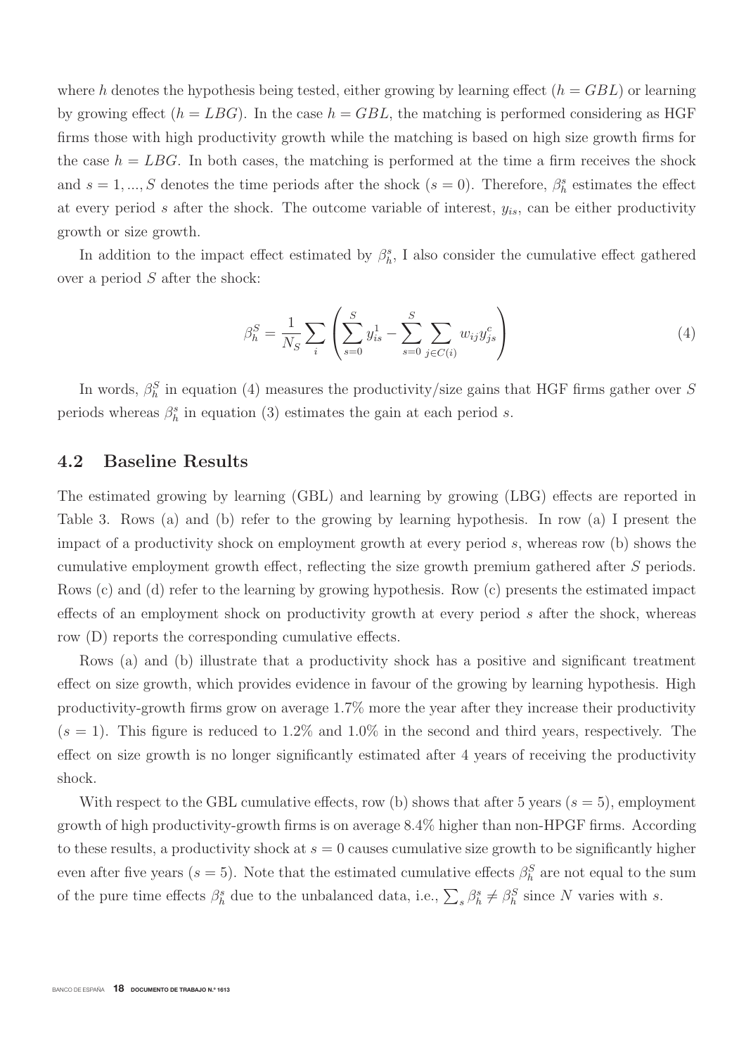where $h$ denotes the hypothesis being tested, either growing by learning effect ($h = GBL$) or learning by growing effect ($h = LBG$). In the case $h = GBL$, the matching is performed considering as HGF firms those with high productivity growth while the matching is based on high size growth firms for the case $h = LBG$. In both cases, the matching is performed at the time a firm receives the shock and $s = 1, ..., S$ denotes the time periods after the shock ($s = 0$). Therefore, $\beta_h^s$ estimates the effect at every period $s$ after the shock. The outcome variable of interest, $y_{is}$, can be either productivity growth or size growth.

In addition to the impact effect estimated by $\beta_h^s$, I also consider the cumulative effect gathered over a period $S$ after the shock:

$$\beta_h^S = \frac{1}{N_S} \sum_i \left( \sum_{s=0}^{S} y_{is}^1 - \sum_{s=0}^{S} \sum_{j \in C(i)} w_{ij} y_{js}^c \right) \tag{4}$$

In words, $\beta_h^S$ in equation (4) measures the productivity/size gains that HGF firms gather over $S$ periods whereas $\beta_h^s$ in equation (3) estimates the gain at each period $s$.

## 4.2 Baseline Results

The estimated growing by learning (GBL) and learning by growing (LBG) effects are reported in Table 3. Rows (a) and (b) refer to the growing by learning hypothesis. In row (a) I present the impact of a productivity shock on employment growth at every period $s$, whereas row (b) shows the cumulative employment growth effect, reflecting the size growth premium gathered after $S$ periods. Rows (c) and (d) refer to the learning by growing hypothesis. Row (c) presents the estimated impact effects of an employment shock on productivity growth at every period $s$ after the shock, whereas row (D) reports the corresponding cumulative effects.

Rows (a) and (b) illustrate that a productivity shock has a positive and significant treatment effect on size growth, which provides evidence in favour of the growing by learning hypothesis. High productivity-growth firms grow on average 1.7% more the year after they increase their productivity ($s = 1$). This figure is reduced to 1.2% and 1.0% in the second and third years, respectively. The effect on size growth is no longer significantly estimated after 4 years of receiving the productivity shock.

With respect to the GBL cumulative effects, row (b) shows that after 5 years ($s = 5$), employment growth of high productivity-growth firms is on average 8.4% higher than non-HPGF firms. According to these results, a productivity shock at $s = 0$ causes cumulative size growth to be significantly higher even after five years ($s = 5$). Note that the estimated cumulative effects $\beta_h^S$ are not equal to the sum of the pure time effects $\beta_h^s$ due to the unbalanced data, i.e., $\sum_s \beta_h^s \neq \beta_h^S$ since $N$ varies with $s$.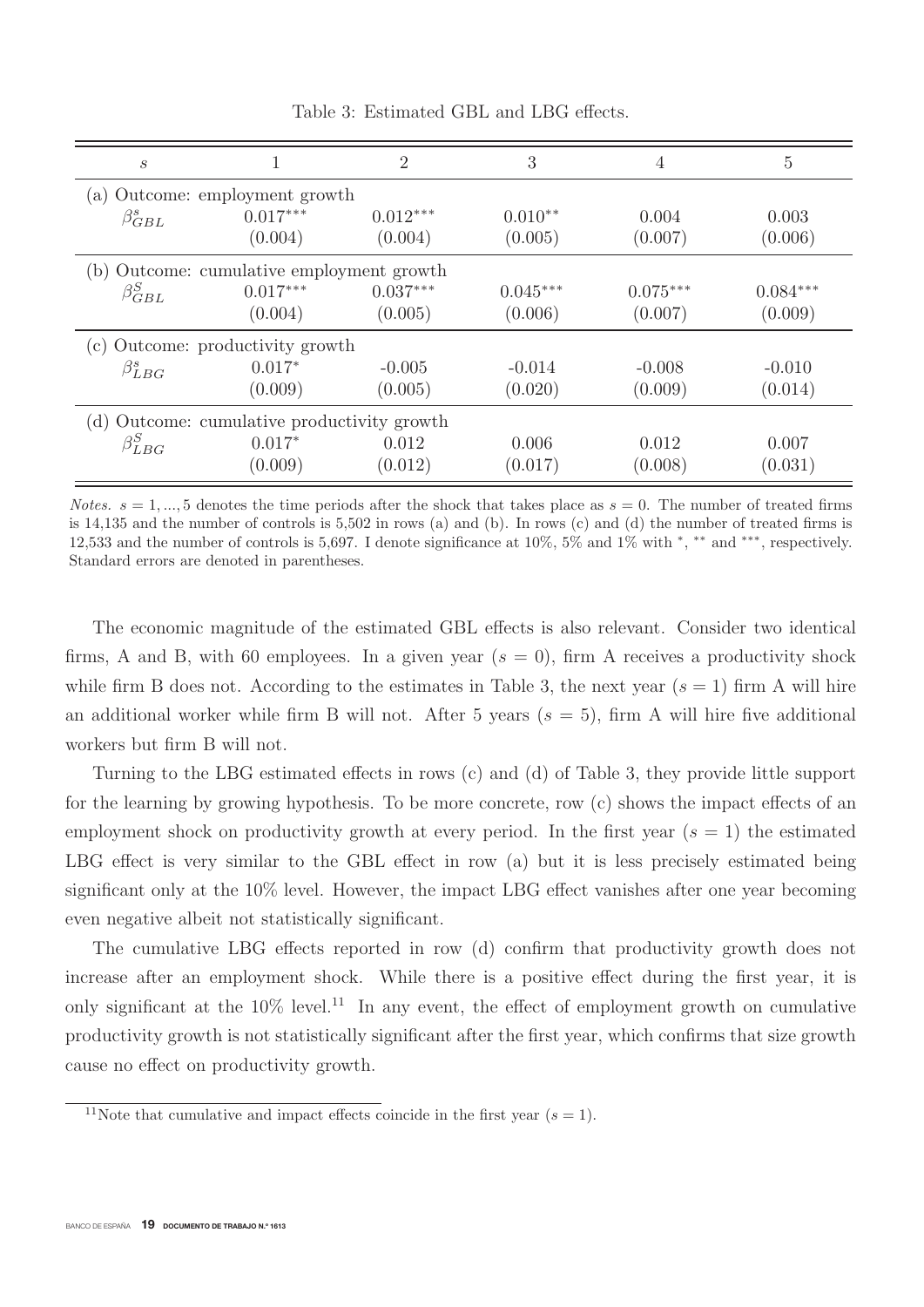Table 3: Estimated GBL and LBG effects.

| $s$ | 1 | 2 | 3 | 4 | 5 |
|---|---|---|---|---|---|
| (a) Outcome: employment growth | | | | | |
| $\beta^s_{GBL}$ | $0.017^{***}$ | $0.012^{***}$ | $0.010^{**}$ | 0.004 | 0.003 |
| | (0.004) | (0.004) | (0.005) | (0.007) | (0.006) |
| (b) Outcome: cumulative employment growth | | | | | |
| $\beta^S_{GBL}$ | $0.017^{***}$ | $0.037^{***}$ | $0.045^{***}$ | $0.075^{***}$ | $0.084^{***}$ |
| | (0.004) | (0.005) | (0.006) | (0.007) | (0.009) |
| (c) Outcome: productivity growth | | | | | |
| $\beta^s_{LBG}$ | $0.017^{*}$ | -0.005 | -0.014 | -0.008 | -0.010 |
| | (0.009) | (0.005) | (0.020) | (0.009) | (0.014) |
| (d) Outcome: cumulative productivity growth | | | | | |
| $\beta^S_{LBG}$ | $0.017^{*}$ | 0.012 | 0.006 | 0.012 | 0.007 |
| | (0.009) | (0.012) | (0.017) | (0.008) | (0.031) |

*Notes.* $s = 1, ..., 5$ denotes the time periods after the shock that takes place as $s = 0$. The number of treated firms is 14,135 and the number of controls is 5,502 in rows (a) and (b). In rows (c) and (d) the number of treated firms is 12,533 and the number of controls is 5,697. I denote significance at 10%, 5% and 1% with $^{*}$, $^{**}$ and $^{***}$, respectively. Standard errors are denoted in parentheses.

The economic magnitude of the estimated GBL effects is also relevant. Consider two identical firms, A and B, with 60 employees. In a given year ($s = 0$), firm A receives a productivity shock while firm B does not. According to the estimates in Table 3, the next year ($s = 1$) firm A will hire an additional worker while firm B will not. After 5 years ($s = 5$), firm A will hire five additional workers but firm B will not.

Turning to the LBG estimated effects in rows (c) and (d) of Table 3, they provide little support for the learning by growing hypothesis. To be more concrete, row (c) shows the impact effects of an employment shock on productivity growth at every period. In the first year ($s = 1$) the estimated LBG effect is very similar to the GBL effect in row (a) but it is less precisely estimated being significant only at the 10% level. However, the impact LBG effect vanishes after one year becoming even negative albeit not statistically significant.

The cumulative LBG effects reported in row (d) confirm that productivity growth does not increase after an employment shock. While there is a positive effect during the first year, it is only significant at the 10% level.[11] In any event, the effect of employment growth on cumulative productivity growth is not statistically significant after the first year, which confirms that size growth cause no effect on productivity growth.

[11] Note that cumulative and impact effects coincide in the first year ($s = 1$).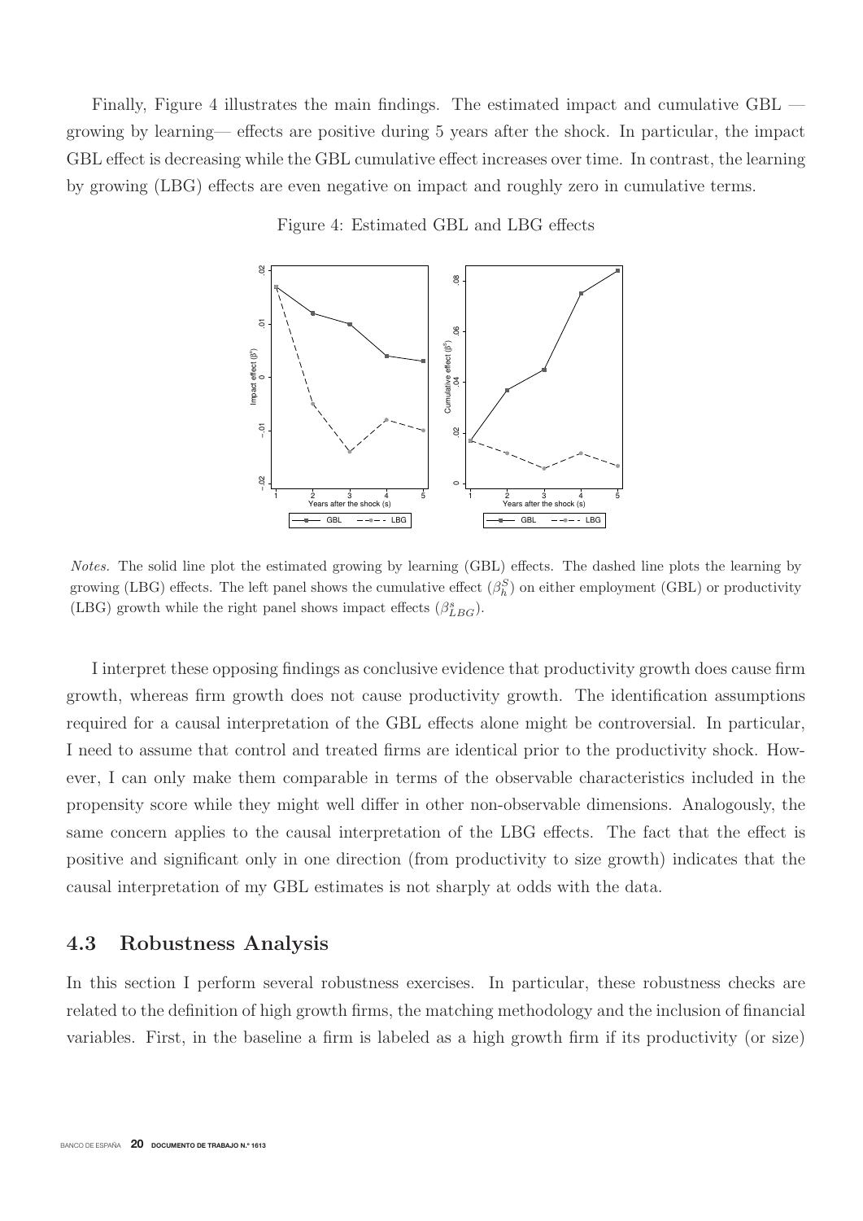Finally, Figure 4 illustrates the main findings. The estimated impact and cumulative GBL —growing by learning— effects are positive during 5 years after the shock. In particular, the impact GBL effect is decreasing while the GBL cumulative effect increases over time. In contrast, the learning by growing (LBG) effects are even negative on impact and roughly zero in cumulative terms.

Figure 4: Estimated GBL and LBG effects

*Notes.* The solid line plot the estimated growing by learning (GBL) effects. The dashed line plots the learning by growing (LBG) effects. The left panel shows the cumulative effect ($\beta_h^S$) on either employment (GBL) or productivity (LBG) growth while the right panel shows impact effects ($\beta_{LBG}^s$).

I interpret these opposing findings as conclusive evidence that productivity growth does cause firm growth, whereas firm growth does not cause productivity growth. The identification assumptions required for a causal interpretation of the GBL effects alone might be controversial. In particular, I need to assume that control and treated firms are identical prior to the productivity shock. However, I can only make them comparable in terms of the observable characteristics included in the propensity score while they might well differ in other non-observable dimensions. Analogously, the same concern applies to the causal interpretation of the LBG effects. The fact that the effect is positive and significant only in one direction (from productivity to size growth) indicates that the causal interpretation of my GBL estimates is not sharply at odds with the data.

### 4.3 Robustness Analysis

In this section I perform several robustness exercises. In particular, these robustness checks are related to the definition of high growth firms, the matching methodology and the inclusion of financial variables. First, in the baseline a firm is labeled as a high growth firm if its productivity (or size)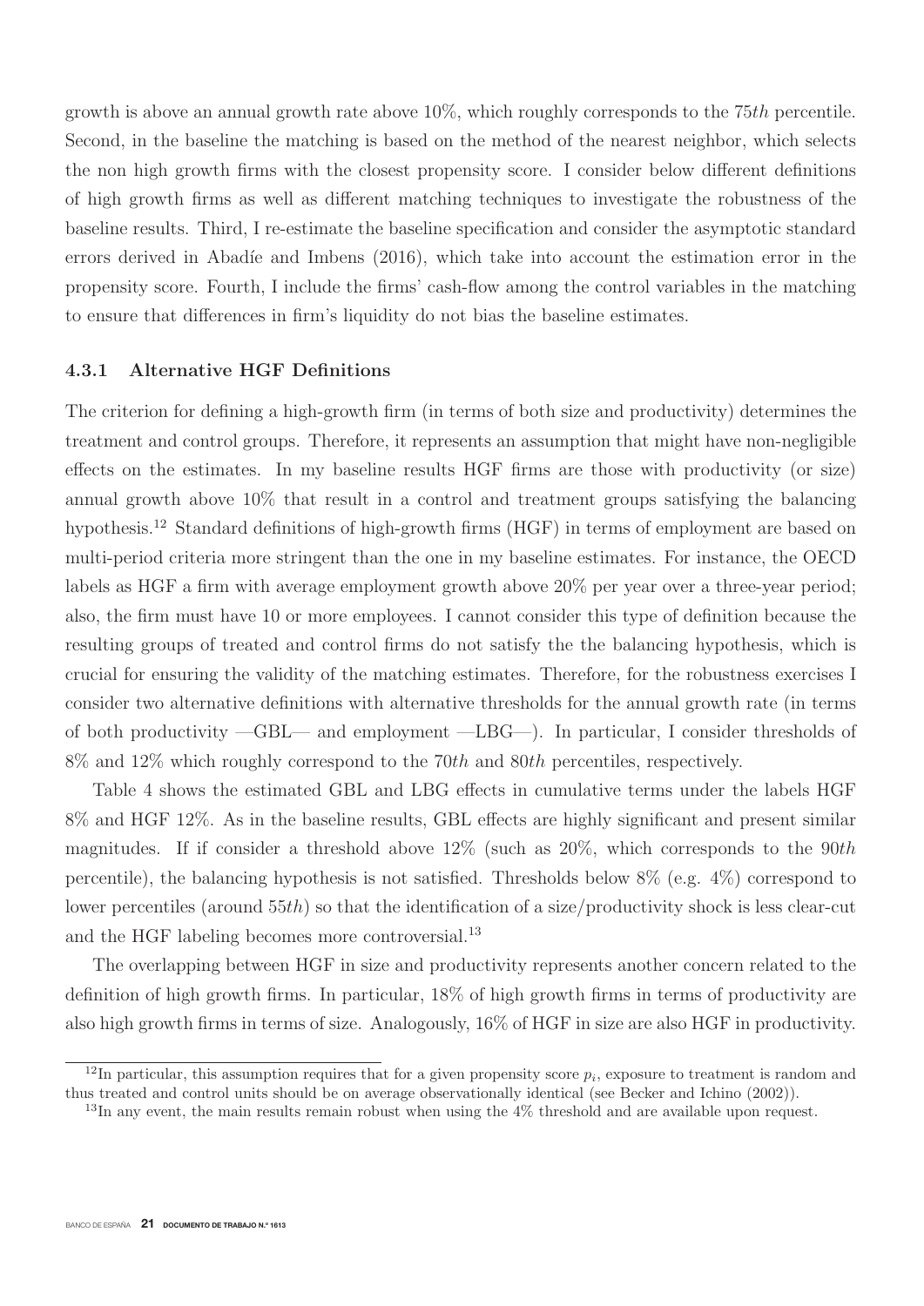growth is above an annual growth rate above 10%, which roughly corresponds to the 75*th* percentile. Second, in the baseline the matching is based on the method of the nearest neighbor, which selects the non high growth firms with the closest propensity score. I consider below different definitions of high growth firms as well as different matching techniques to investigate the robustness of the baseline results. Third, I re-estimate the baseline specification and consider the asymptotic standard errors derived in Abadíe and Imbens (2016), which take into account the estimation error in the propensity score. Fourth, I include the firms' cash-flow among the control variables in the matching to ensure that differences in firm's liquidity do not bias the baseline estimates.

### 4.3.1 Alternative HGF Definitions

The criterion for defining a high-growth firm (in terms of both size and productivity) determines the treatment and control groups. Therefore, it represents an assumption that might have non-negligible effects on the estimates. In my baseline results HGF firms are those with productivity (or size) annual growth above 10% that result in a control and treatment groups satisfying the balancing hypothesis.[12] Standard definitions of high-growth firms (HGF) in terms of employment are based on multi-period criteria more stringent than the one in my baseline estimates. For instance, the OECD labels as HGF a firm with average employment growth above 20% per year over a three-year period; also, the firm must have 10 or more employees. I cannot consider this type of definition because the resulting groups of treated and control firms do not satisfy the the balancing hypothesis, which is crucial for ensuring the validity of the matching estimates. Therefore, for the robustness exercises I consider two alternative definitions with alternative thresholds for the annual growth rate (in terms of both productivity —GBL— and employment —LBG—). In particular, I consider thresholds of 8% and 12% which roughly correspond to the 70*th* and 80*th* percentiles, respectively.

Table 4 shows the estimated GBL and LBG effects in cumulative terms under the labels HGF 8% and HGF 12%. As in the baseline results, GBL effects are highly significant and present similar magnitudes. If if consider a threshold above 12% (such as 20%, which corresponds to the 90*th* percentile), the balancing hypothesis is not satisfied. Thresholds below 8% (e.g. 4%) correspond to lower percentiles (around 55*th*) so that the identification of a size/productivity shock is less clear-cut and the HGF labeling becomes more controversial.[13]

The overlapping between HGF in size and productivity represents another concern related to the definition of high growth firms. In particular, 18% of high growth firms in terms of productivity are also high growth firms in terms of size. Analogously, 16% of HGF in size are also HGF in productivity.

[12] In particular, this assumption requires that for a given propensity score $p_i$, exposure to treatment is random and thus treated and control units should be on average observationally identical (see Becker and Ichino (2002)).

[13] In any event, the main results remain robust when using the 4% threshold and are available upon request.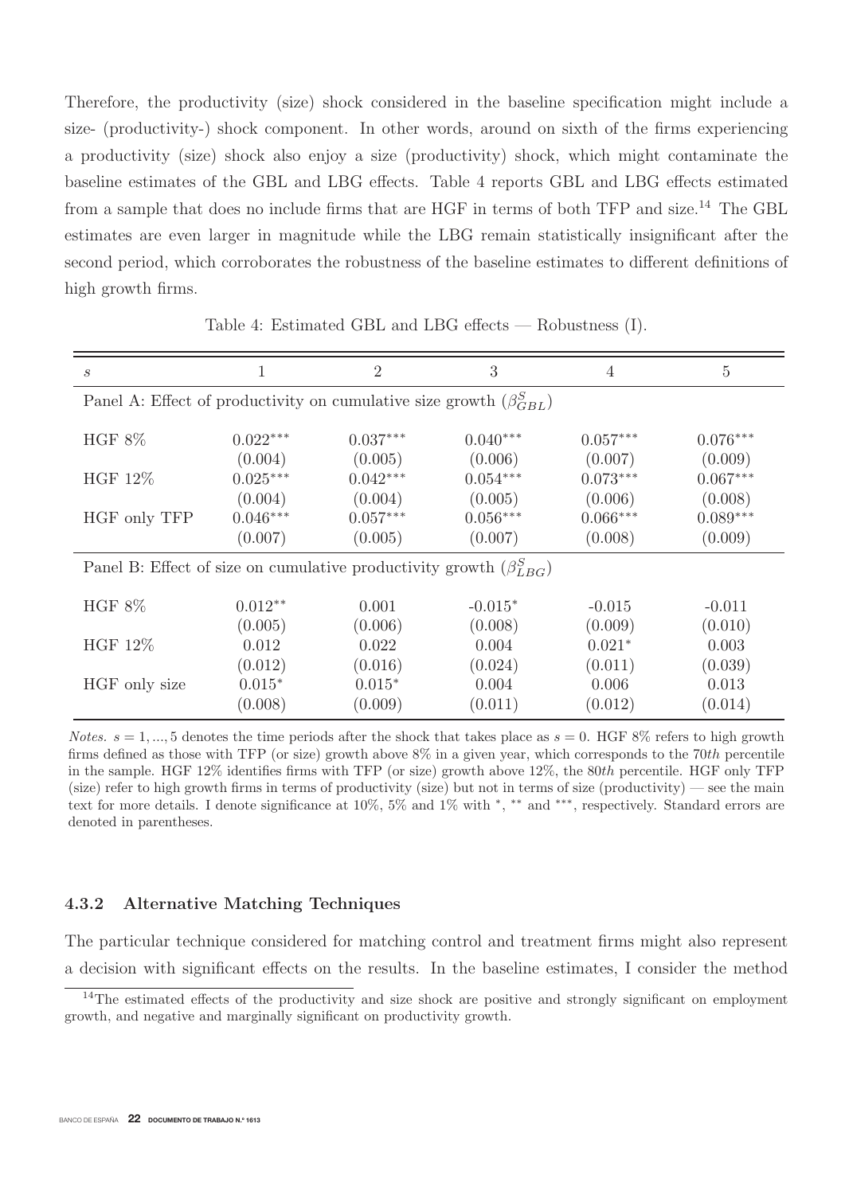Therefore, the productivity (size) shock considered in the baseline specification might include a size- (productivity-) shock component. In other words, around on sixth of the firms experiencing a productivity (size) shock also enjoy a size (productivity) shock, which might contaminate the baseline estimates of the GBL and LBG effects. Table 4 reports GBL and LBG effects estimated from a sample that does no include firms that are HGF in terms of both TFP and size.[14] The GBL estimates are even larger in magnitude while the LBG remain statistically insignificant after the second period, which corroborates the robustness of the baseline estimates to different definitions of high growth firms.

Table 4: Estimated GBL and LBG effects — Robustness (I).

| $s$ | 1 | 2 | 3 | 4 | 5 |
|---|---|---|---|---|---|
| Panel A: Effect of productivity on cumulative size growth ($\beta^S_{GBL}$) | | | | | |
| HGF 8% | $0.022^{***}$ | $0.037^{***}$ | $0.040^{***}$ | $0.057^{***}$ | $0.076^{***}$ |
| | (0.004) | (0.005) | (0.006) | (0.007) | (0.009) |
| HGF 12% | $0.025^{***}$ | $0.042^{***}$ | $0.054^{***}$ | $0.073^{***}$ | $0.067^{***}$ |
| | (0.004) | (0.004) | (0.005) | (0.006) | (0.008) |
| HGF only TFP | $0.046^{***}$ | $0.057^{***}$ | $0.056^{***}$ | $0.066^{***}$ | $0.089^{***}$ |
| | (0.007) | (0.005) | (0.007) | (0.008) | (0.009) |
| Panel B: Effect of size on cumulative productivity growth ($\beta^S_{LBG}$) | | | | | |
| HGF 8% | $0.012^{**}$ | 0.001 | $-0.015^{*}$ | -0.015 | -0.011 |
| | (0.005) | (0.006) | (0.008) | (0.009) | (0.010) |
| HGF 12% | 0.012 | 0.022 | 0.004 | $0.021^{*}$ | 0.003 |
| | (0.012) | (0.016) | (0.024) | (0.011) | (0.039) |
| HGF only size | $0.015^{*}$ | $0.015^{*}$ | 0.004 | 0.006 | 0.013 |
| | (0.008) | (0.009) | (0.011) | (0.012) | (0.014) |

*Notes.* $s = 1, ..., 5$ denotes the time periods after the shock that takes place as $s = 0$. HGF 8% refers to high growth firms defined as those with TFP (or size) growth above 8% in a given year, which corresponds to the 70*th* percentile in the sample. HGF 12% identifies firms with TFP (or size) growth above 12%, the 80*th* percentile. HGF only TFP (size) refer to high growth firms in terms of productivity (size) but not in terms of size (productivity) — see the main text for more details. I denote significance at 10%, 5% and 1% with *, ** and ***, respectively. Standard errors are denoted in parentheses.

### 4.3.2 Alternative Matching Techniques

The particular technique considered for matching control and treatment firms might also represent a decision with significant effects on the results. In the baseline estimates, I consider the method

[14] The estimated effects of the productivity and size shock are positive and strongly significant on employment growth, and negative and marginally significant on productivity growth.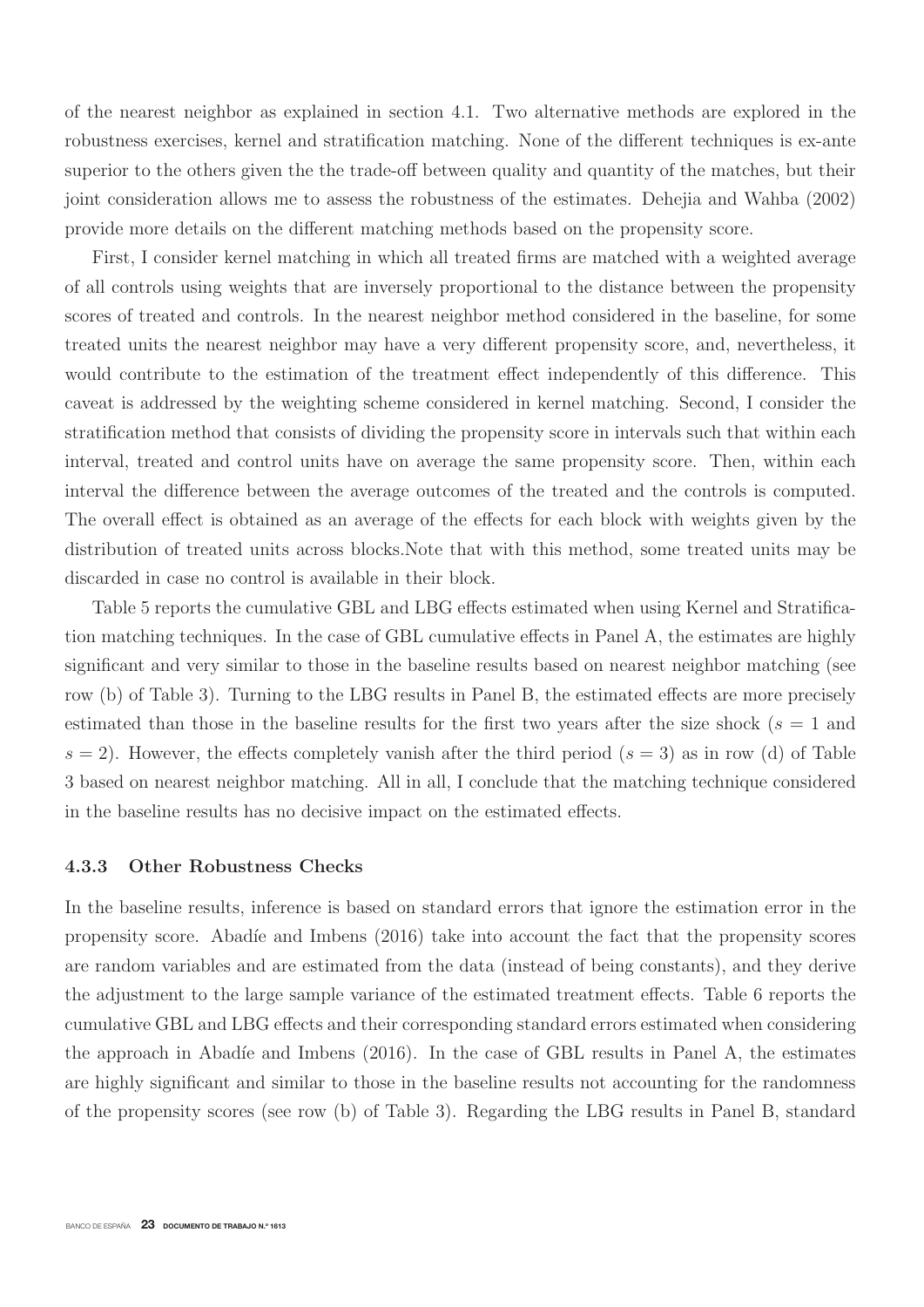of the nearest neighbor as explained in section 4.1. Two alternative methods are explored in the robustness exercises, kernel and stratification matching. None of the different techniques is ex-ante superior to the others given the the trade-off between quality and quantity of the matches, but their joint consideration allows me to assess the robustness of the estimates. Dehejia and Wahba (2002) provide more details on the different matching methods based on the propensity score.

First, I consider kernel matching in which all treated firms are matched with a weighted average of all controls using weights that are inversely proportional to the distance between the propensity scores of treated and controls. In the nearest neighbor method considered in the baseline, for some treated units the nearest neighbor may have a very different propensity score, and, nevertheless, it would contribute to the estimation of the treatment effect independently of this difference. This caveat is addressed by the weighting scheme considered in kernel matching. Second, I consider the stratification method that consists of dividing the propensity score in intervals such that within each interval, treated and control units have on average the same propensity score. Then, within each interval the difference between the average outcomes of the treated and the controls is computed. The overall effect is obtained as an average of the effects for each block with weights given by the distribution of treated units across blocks.Note that with this method, some treated units may be discarded in case no control is available in their block.

Table 5 reports the cumulative GBL and LBG effects estimated when using Kernel and Stratification matching techniques. In the case of GBL cumulative effects in Panel A, the estimates are highly significant and very similar to those in the baseline results based on nearest neighbor matching (see row (b) of Table 3). Turning to the LBG results in Panel B, the estimated effects are more precisely estimated than those in the baseline results for the first two years after the size shock ($s = 1$ and $s = 2$). However, the effects completely vanish after the third period ($s = 3$) as in row (d) of Table 3 based on nearest neighbor matching. All in all, I conclude that the matching technique considered in the baseline results has no decisive impact on the estimated effects.

### 4.3.3 Other Robustness Checks

In the baseline results, inference is based on standard errors that ignore the estimation error in the propensity score. Abadíe and Imbens (2016) take into account the fact that the propensity scores are random variables and are estimated from the data (instead of being constants), and they derive the adjustment to the large sample variance of the estimated treatment effects. Table 6 reports the cumulative GBL and LBG effects and their corresponding standard errors estimated when considering the approach in Abadíe and Imbens (2016). In the case of GBL results in Panel A, the estimates are highly significant and similar to those in the baseline results not accounting for the randomness of the propensity scores (see row (b) of Table 3). Regarding the LBG results in Panel B, standard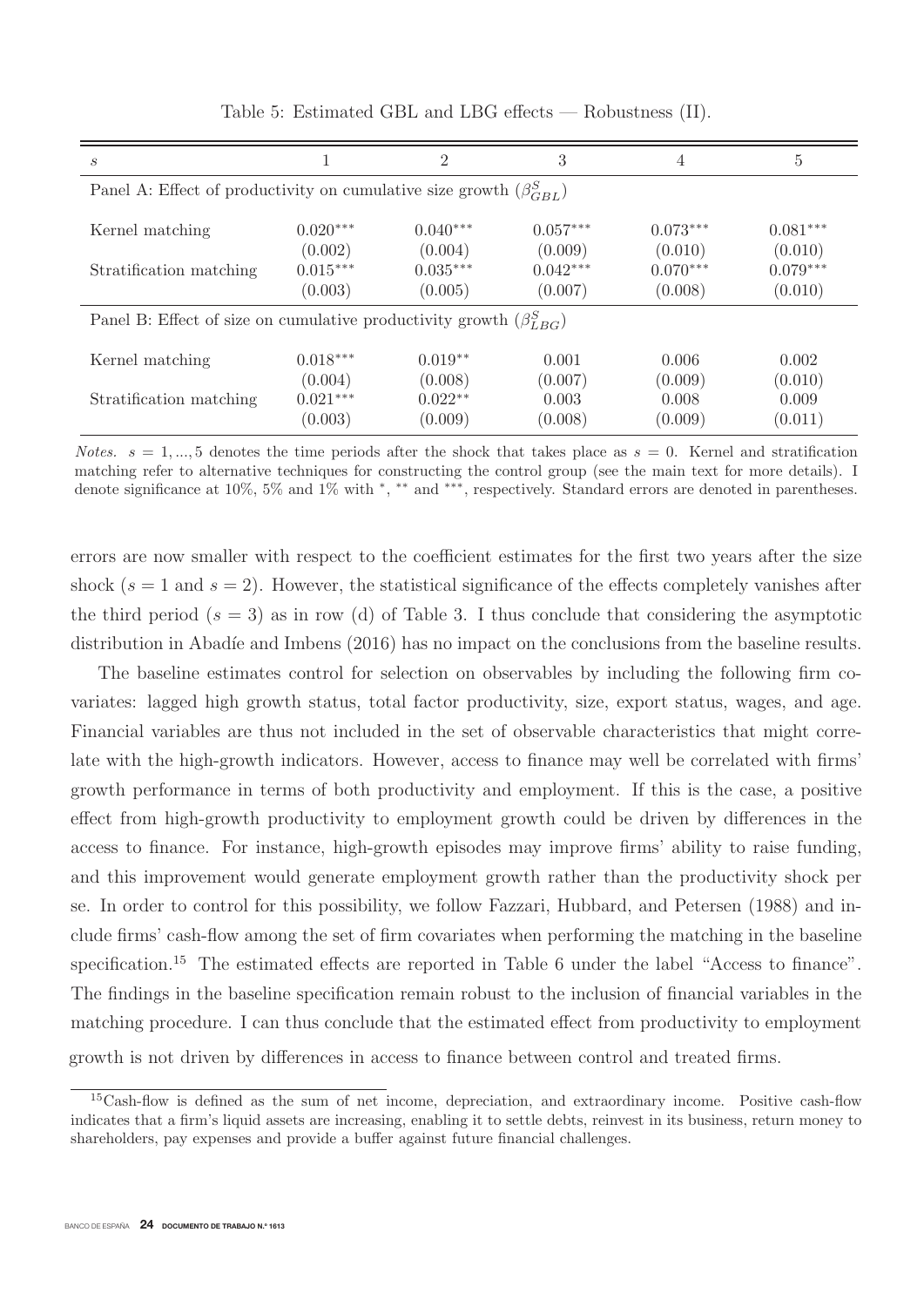Table 5: Estimated GBL and LBG effects — Robustness (II).

| $s$ | 1 | 2 | 3 | 4 | 5 |
|---|---|---|---|---|---|
| Panel A: Effect of productivity on cumulative size growth ($\beta^S_{GBL}$) | | | | | |
| Kernel matching | 0.020*** | 0.040*** | 0.057*** | 0.073*** | 0.081*** |
| | (0.002) | (0.004) | (0.009) | (0.010) | (0.010) |
| Stratification matching | 0.015*** | 0.035*** | 0.042*** | 0.070*** | 0.079*** |
| | (0.003) | (0.005) | (0.007) | (0.008) | (0.010) |
| Panel B: Effect of size on cumulative productivity growth ($\beta^S_{LBG}$) | | | | | |
| Kernel matching | 0.018*** | 0.019** | 0.001 | 0.006 | 0.002 |
| | (0.004) | (0.008) | (0.007) | (0.009) | (0.010) |
| Stratification matching | 0.021*** | 0.022** | 0.003 | 0.008 | 0.009 |
| | (0.003) | (0.009) | (0.008) | (0.009) | (0.011) |

*Notes.* $s = 1, ..., 5$ denotes the time periods after the shock that takes place as $s = 0$. Kernel and stratification matching refer to alternative techniques for constructing the control group (see the main text for more details). I denote significance at 10%, 5% and 1% with *, ** and ***, respectively. Standard errors are denoted in parentheses.

errors are now smaller with respect to the coefficient estimates for the first two years after the size shock ($s = 1$ and $s = 2$). However, the statistical significance of the effects completely vanishes after the third period ($s = 3$) as in row (d) of Table 3. I thus conclude that considering the asymptotic distribution in Abadíe and Imbens (2016) has no impact on the conclusions from the baseline results.

The baseline estimates control for selection on observables by including the following firm covariates: lagged high growth status, total factor productivity, size, export status, wages, and age. Financial variables are thus not included in the set of observable characteristics that might correlate with the high-growth indicators. However, access to finance may well be correlated with firms' growth performance in terms of both productivity and employment. If this is the case, a positive effect from high-growth productivity to employment growth could be driven by differences in the access to finance. For instance, high-growth episodes may improve firms' ability to raise funding, and this improvement would generate employment growth rather than the productivity shock per se. In order to control for this possibility, we follow Fazzari, Hubbard, and Petersen (1988) and include firms' cash-flow among the set of firm covariates when performing the matching in the baseline specification.[15] The estimated effects are reported in Table 6 under the label "Access to finance". The findings in the baseline specification remain robust to the inclusion of financial variables in the matching procedure. I can thus conclude that the estimated effect from productivity to employment growth is not driven by differences in access to finance between control and treated firms.

[15] Cash-flow is defined as the sum of net income, depreciation, and extraordinary income. Positive cash-flow indicates that a firm's liquid assets are increasing, enabling it to settle debts, reinvest in its business, return money to shareholders, pay expenses and provide a buffer against future financial challenges.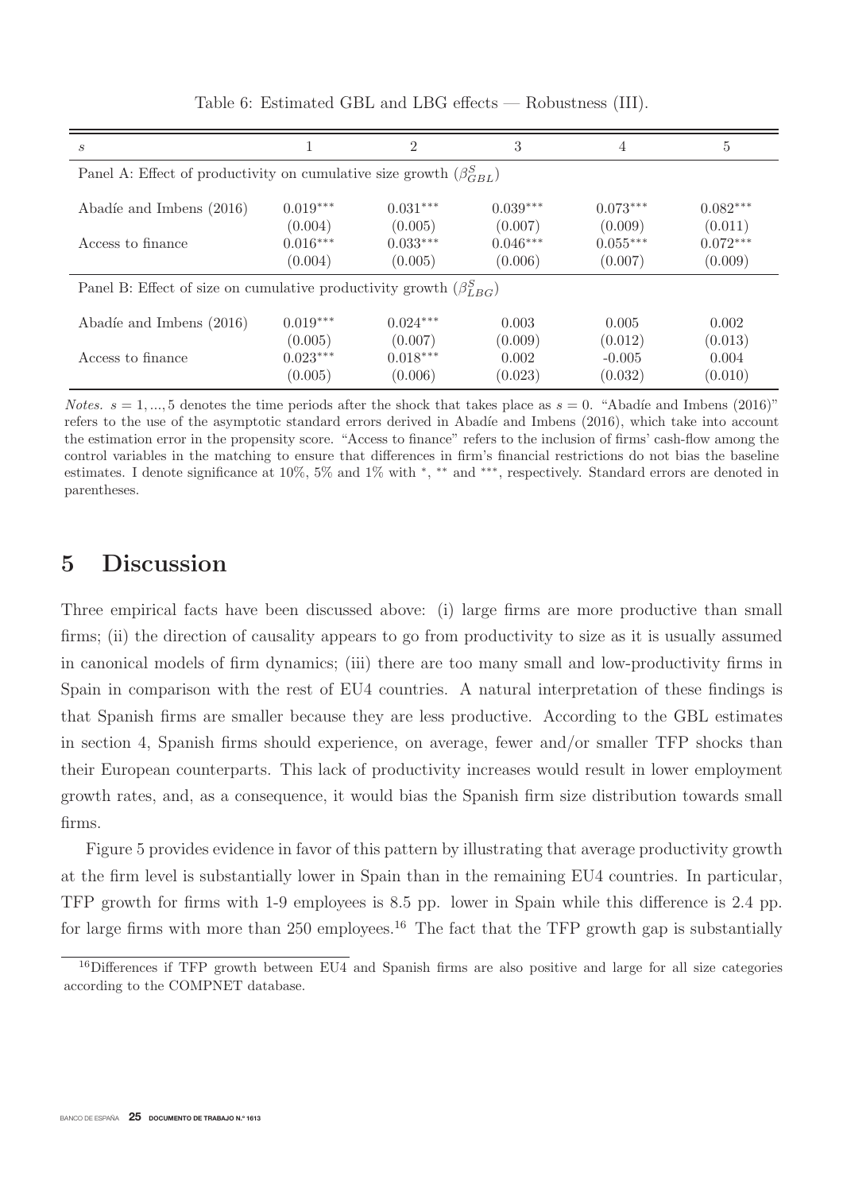Table 6: Estimated GBL and LBG effects — Robustness (III).

| $s$ | 1 | 2 | 3 | 4 | 5 |
|---|---|---|---|---|---|
| Panel A: Effect of productivity on cumulative size growth ($\beta^S_{GBL}$) | | | | | |
| Abadíe and Imbens (2016) | 0.019*** | 0.031*** | 0.039*** | 0.073*** | 0.082*** |
| | (0.004) | (0.005) | (0.007) | (0.009) | (0.011) |
| Access to finance | 0.016*** | 0.033*** | 0.046*** | 0.055*** | 0.072*** |
| | (0.004) | (0.005) | (0.006) | (0.007) | (0.009) |
| Panel B: Effect of size on cumulative productivity growth ($\beta^S_{LBG}$) | | | | | |
| Abadíe and Imbens (2016) | 0.019*** | 0.024*** | 0.003 | 0.005 | 0.002 |
| | (0.005) | (0.007) | (0.009) | (0.012) | (0.013) |
| Access to finance | 0.023*** | 0.018*** | 0.002 | -0.005 | 0.004 |
| | (0.005) | (0.006) | (0.023) | (0.032) | (0.010) |

*Notes.* $s = 1, ..., 5$ denotes the time periods after the shock that takes place as $s = 0$. "Abadíe and Imbens (2016)" refers to the use of the asymptotic standard errors derived in Abadíe and Imbens (2016), which take into account the estimation error in the propensity score. "Access to finance" refers to the inclusion of firms' cash-flow among the control variables in the matching to ensure that differences in firm's financial restrictions do not bias the baseline estimates. I denote significance at 10%, 5% and 1% with *, ** and ***, respectively. Standard errors are denoted in parentheses.

# 5 Discussion

Three empirical facts have been discussed above: (i) large firms are more productive than small firms; (ii) the direction of causality appears to go from productivity to size as it is usually assumed in canonical models of firm dynamics; (iii) there are too many small and low-productivity firms in Spain in comparison with the rest of EU4 countries. A natural interpretation of these findings is that Spanish firms are smaller because they are less productive. According to the GBL estimates in section 4, Spanish firms should experience, on average, fewer and/or smaller TFP shocks than their European counterparts. This lack of productivity increases would result in lower employment growth rates, and, as a consequence, it would bias the Spanish firm size distribution towards small firms.

Figure 5 provides evidence in favor of this pattern by illustrating that average productivity growth at the firm level is substantially lower in Spain than in the remaining EU4 countries. In particular, TFP growth for firms with 1-9 employees is 8.5 pp. lower in Spain while this difference is 2.4 pp. for large firms with more than 250 employees.[16] The fact that the TFP growth gap is substantially

[16]Differences if TFP growth between EU4 and Spanish firms are also positive and large for all size categories according to the COMPNET database.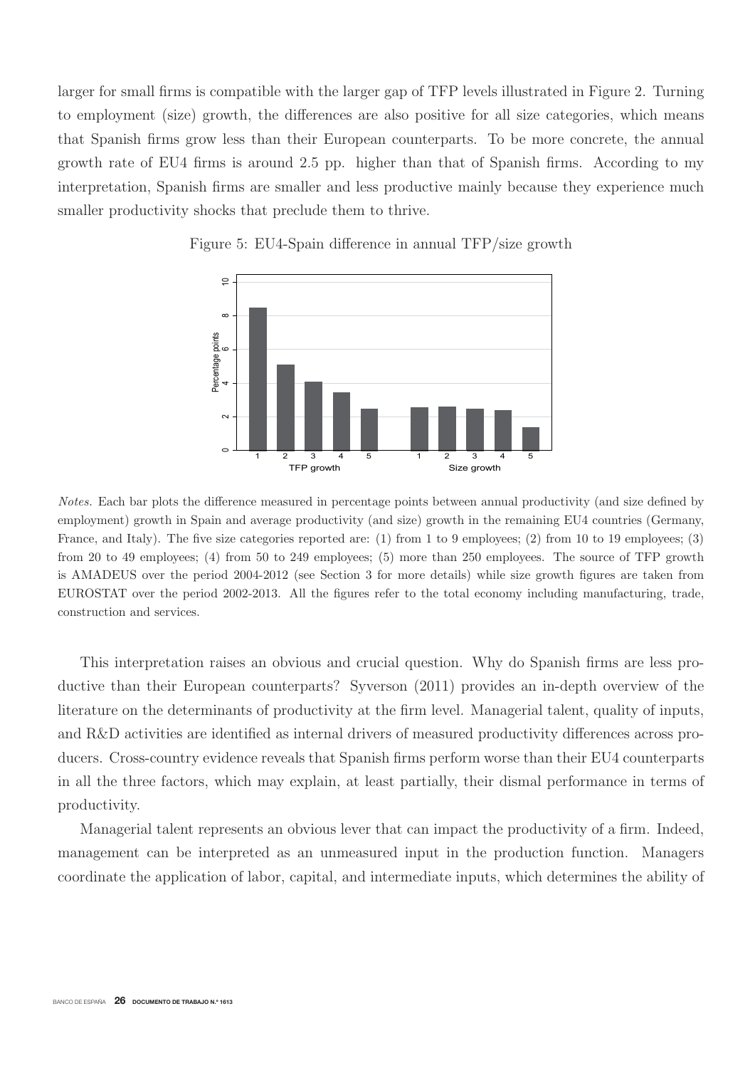larger for small firms is compatible with the larger gap of TFP levels illustrated in Figure 2. Turning to employment (size) growth, the differences are also positive for all size categories, which means that Spanish firms grow less than their European counterparts. To be more concrete, the annual growth rate of EU4 firms is around 2.5 pp. higher than that of Spanish firms. According to my interpretation, Spanish firms are smaller and less productive mainly because they experience much smaller productivity shocks that preclude them to thrive.

Figure 5: EU4-Spain difference in annual TFP/size growth

*Notes.* Each bar plots the difference measured in percentage points between annual productivity (and size defined by employment) growth in Spain and average productivity (and size) growth in the remaining EU4 countries (Germany, France, and Italy). The five size categories reported are: (1) from 1 to 9 employees; (2) from 10 to 19 employees; (3) from 20 to 49 employees; (4) from 50 to 249 employees; (5) more than 250 employees. The source of TFP growth is AMADEUS over the period 2004-2012 (see Section 3 for more details) while size growth figures are taken from EUROSTAT over the period 2002-2013. All the figures refer to the total economy including manufacturing, trade, construction and services.

This interpretation raises an obvious and crucial question. Why do Spanish firms are less productive than their European counterparts? Syverson (2011) provides an in-depth overview of the literature on the determinants of productivity at the firm level. Managerial talent, quality of inputs, and R&D activities are identified as internal drivers of measured productivity differences across producers. Cross-country evidence reveals that Spanish firms perform worse than their EU4 counterparts in all the three factors, which may explain, at least partially, their dismal performance in terms of productivity.

Managerial talent represents an obvious lever that can impact the productivity of a firm. Indeed, management can be interpreted as an unmeasured input in the production function. Managers coordinate the application of labor, capital, and intermediate inputs, which determines the ability of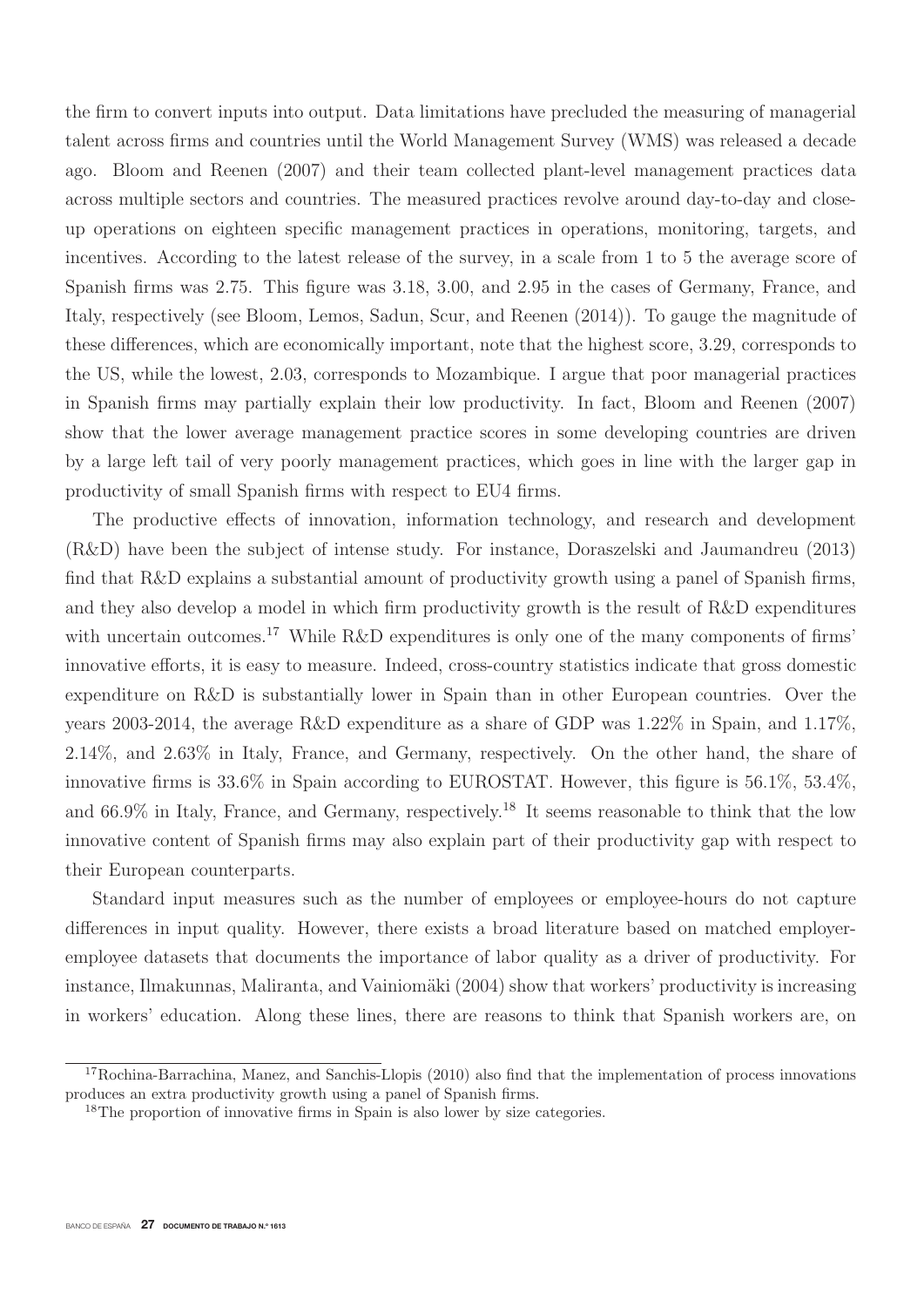the firm to convert inputs into output. Data limitations have precluded the measuring of managerial talent across firms and countries until the World Management Survey (WMS) was released a decade ago. Bloom and Reenen (2007) and their team collected plant-level management practices data across multiple sectors and countries. The measured practices revolve around day-to-day and close-up operations on eighteen specific management practices in operations, monitoring, targets, and incentives. According to the latest release of the survey, in a scale from 1 to 5 the average score of Spanish firms was 2.75. This figure was 3.18, 3.00, and 2.95 in the cases of Germany, France, and Italy, respectively (see Bloom, Lemos, Sadun, Scur, and Reenen (2014)). To gauge the magnitude of these differences, which are economically important, note that the highest score, 3.29, corresponds to the US, while the lowest, 2.03, corresponds to Mozambique. I argue that poor managerial practices in Spanish firms may partially explain their low productivity. In fact, Bloom and Reenen (2007) show that the lower average management practice scores in some developing countries are driven by a large left tail of very poorly management practices, which goes in line with the larger gap in productivity of small Spanish firms with respect to EU4 firms.

The productive effects of innovation, information technology, and research and development (R&D) have been the subject of intense study. For instance, Doraszelski and Jaumandreu (2013) find that R&D explains a substantial amount of productivity growth using a panel of Spanish firms, and they also develop a model in which firm productivity growth is the result of R&D expenditures with uncertain outcomes.[17] While R&D expenditures is only one of the many components of firms' innovative efforts, it is easy to measure. Indeed, cross-country statistics indicate that gross domestic expenditure on R&D is substantially lower in Spain than in other European countries. Over the years 2003-2014, the average R&D expenditure as a share of GDP was 1.22% in Spain, and 1.17%, 2.14%, and 2.63% in Italy, France, and Germany, respectively. On the other hand, the share of innovative firms is 33.6% in Spain according to EUROSTAT. However, this figure is 56.1%, 53.4%, and 66.9% in Italy, France, and Germany, respectively.[18] It seems reasonable to think that the low innovative content of Spanish firms may also explain part of their productivity gap with respect to their European counterparts.

Standard input measures such as the number of employees or employee-hours do not capture differences in input quality. However, there exists a broad literature based on matched employer-employee datasets that documents the importance of labor quality as a driver of productivity. For instance, Ilmakunnas, Maliranta, and Vainiomäki (2004) show that workers' productivity is increasing in workers' education. Along these lines, there are reasons to think that Spanish workers are, on

[17] Rochina-Barrachina, Manez, and Sanchis-Llopis (2010) also find that the implementation of process innovations produces an extra productivity growth using a panel of Spanish firms.

[18] The proportion of innovative firms in Spain is also lower by size categories.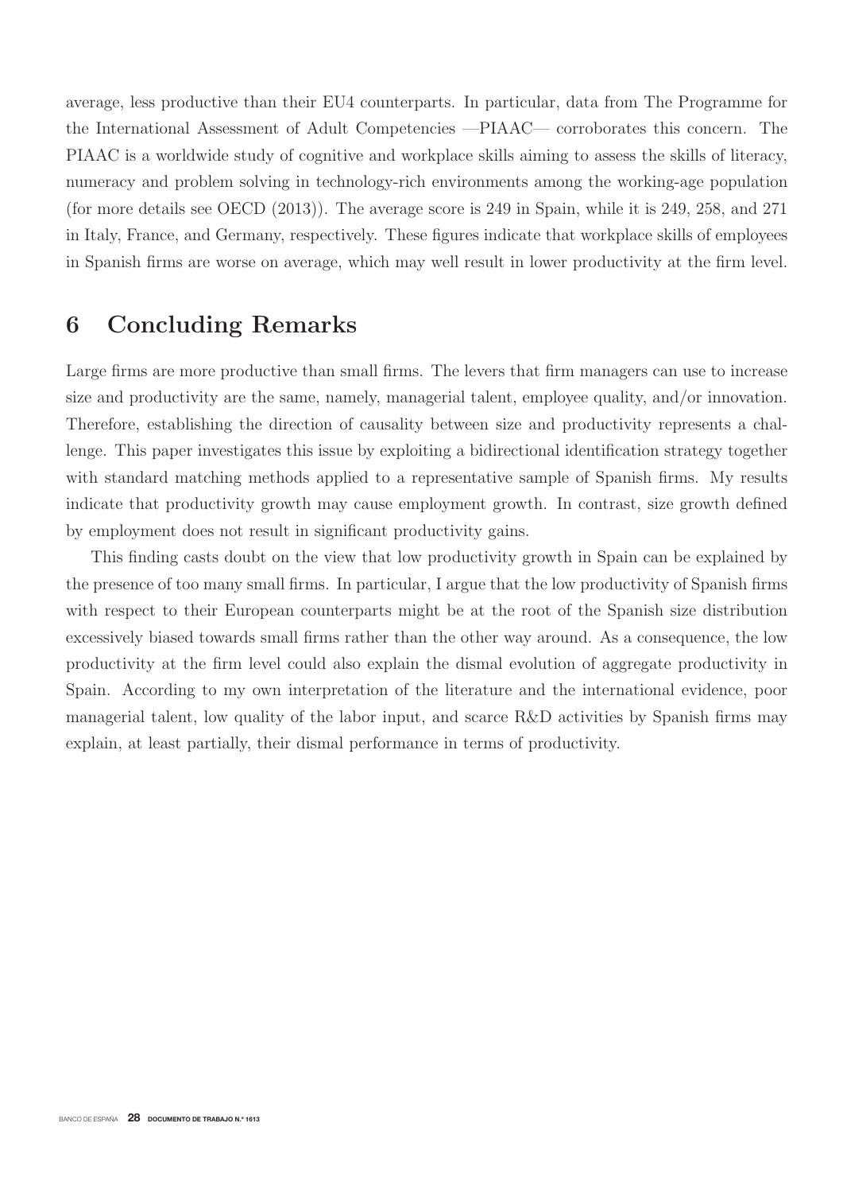average, less productive than their EU4 counterparts. In particular, data from The Programme for the International Assessment of Adult Competencies —PIAAC— corroborates this concern. The PIAAC is a worldwide study of cognitive and workplace skills aiming to assess the skills of literacy, numeracy and problem solving in technology-rich environments among the working-age population (for more details see OECD (2013)). The average score is 249 in Spain, while it is 249, 258, and 271 in Italy, France, and Germany, respectively. These figures indicate that workplace skills of employees in Spanish firms are worse on average, which may well result in lower productivity at the firm level.

# 6 Concluding Remarks

Large firms are more productive than small firms. The levers that firm managers can use to increase size and productivity are the same, namely, managerial talent, employee quality, and/or innovation. Therefore, establishing the direction of causality between size and productivity represents a challenge. This paper investigates this issue by exploiting a bidirectional identification strategy together with standard matching methods applied to a representative sample of Spanish firms. My results indicate that productivity growth may cause employment growth. In contrast, size growth defined by employment does not result in significant productivity gains.

This finding casts doubt on the view that low productivity growth in Spain can be explained by the presence of too many small firms. In particular, I argue that the low productivity of Spanish firms with respect to their European counterparts might be at the root of the Spanish size distribution excessively biased towards small firms rather than the other way around. As a consequence, the low productivity at the firm level could also explain the dismal evolution of aggregate productivity in Spain. According to my own interpretation of the literature and the international evidence, poor managerial talent, low quality of the labor input, and scarce R&D activities by Spanish firms may explain, at least partially, their dismal performance in terms of productivity.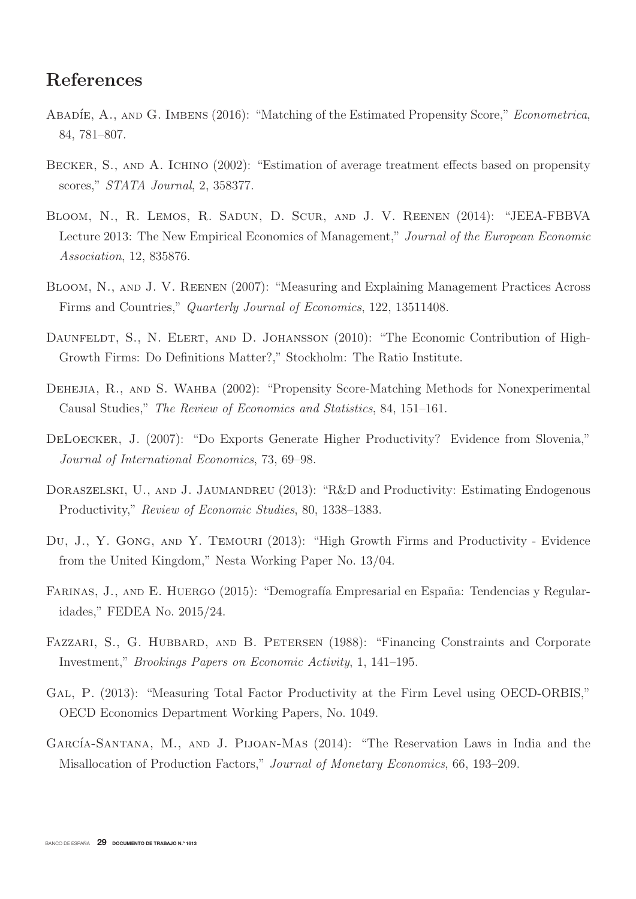# References

Abadíe, A., and G. Imbens (2016): "Matching of the Estimated Propensity Score," *Econometrica*, 84, 781–807.

Becker, S., and A. Ichino (2002): "Estimation of average treatment effects based on propensity scores," *STATA Journal*, 2, 358377.

Bloom, N., R. Lemos, R. Sadun, D. Scur, and J. V. Reenen (2014): "JEEA-FBBVA Lecture 2013: The New Empirical Economics of Management," *Journal of the European Economic Association*, 12, 835876.

Bloom, N., and J. V. Reenen (2007): "Measuring and Explaining Management Practices Across Firms and Countries," *Quarterly Journal of Economics*, 122, 13511408.

Daunfeldt, S., N. Elert, and D. Johansson (2010): "The Economic Contribution of High-Growth Firms: Do Definitions Matter?," Stockholm: The Ratio Institute.

Dehejia, R., and S. Wahba (2002): "Propensity Score-Matching Methods for Nonexperimental Causal Studies," *The Review of Economics and Statistics*, 84, 151–161.

DeLoecker, J. (2007): "Do Exports Generate Higher Productivity? Evidence from Slovenia," *Journal of International Economics*, 73, 69–98.

Doraszelski, U., and J. Jaumandreu (2013): "R&D and Productivity: Estimating Endogenous Productivity," *Review of Economic Studies*, 80, 1338–1383.

Du, J., Y. Gong, and Y. Temouri (2013): "High Growth Firms and Productivity - Evidence from the United Kingdom," Nesta Working Paper No. 13/04.

Farinas, J., and E. Huergo (2015): "Demografía Empresarial en España: Tendencias y Regularidades," FEDEA No. 2015/24.

Fazzari, S., G. Hubbard, and B. Petersen (1988): "Financing Constraints and Corporate Investment," *Brookings Papers on Economic Activity*, 1, 141–195.

Gal, P. (2013): "Measuring Total Factor Productivity at the Firm Level using OECD-ORBIS," OECD Economics Department Working Papers, No. 1049.

García-Santana, M., and J. Pijoan-Mas (2014): "The Reservation Laws in India and the Misallocation of Production Factors," *Journal of Monetary Economics*, 66, 193–209.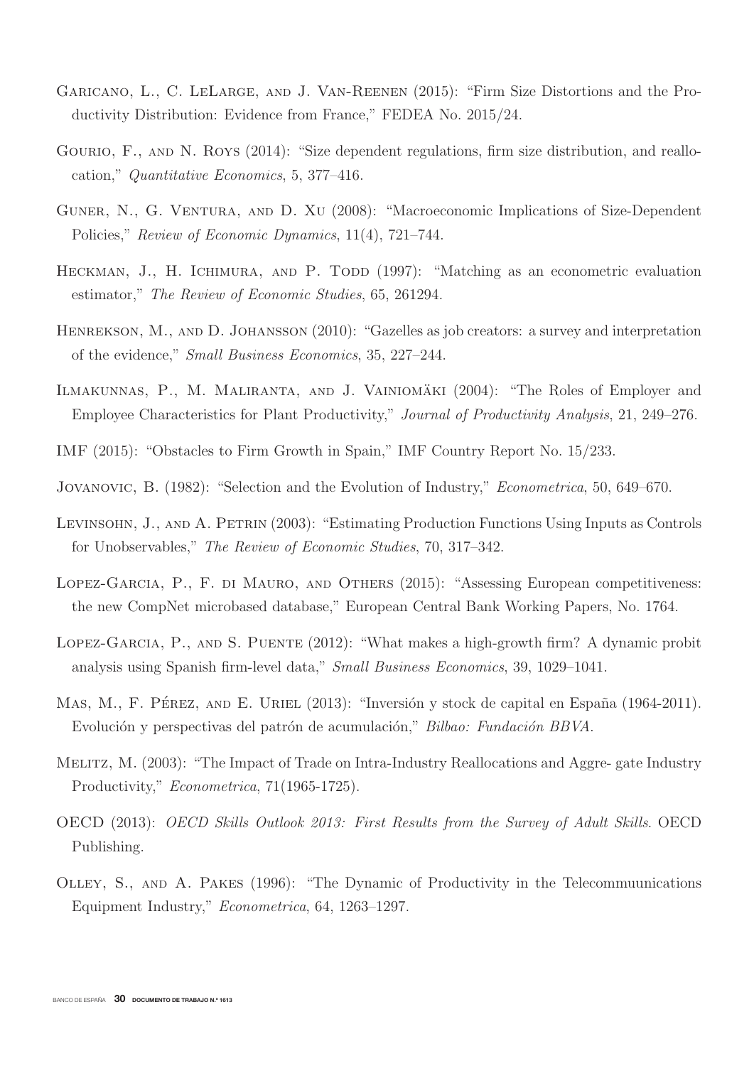Garicano, L., C. LeLarge, and J. Van-Reenen (2015): "Firm Size Distortions and the Productivity Distribution: Evidence from France," FEDEA No. 2015/24.

Gourio, F., and N. Roys (2014): "Size dependent regulations, firm size distribution, and reallocation," *Quantitative Economics*, 5, 377–416.

Guner, N., G. Ventura, and D. Xu (2008): "Macroeconomic Implications of Size-Dependent Policies," *Review of Economic Dynamics*, 11(4), 721–744.

Heckman, J., H. Ichimura, and P. Todd (1997): "Matching as an econometric evaluation estimator," *The Review of Economic Studies*, 65, 261294.

Henrekson, M., and D. Johansson (2010): "Gazelles as job creators: a survey and interpretation of the evidence," *Small Business Economics*, 35, 227–244.

Ilmakunnas, P., M. Maliranta, and J. Vainiomäki (2004): "The Roles of Employer and Employee Characteristics for Plant Productivity," *Journal of Productivity Analysis*, 21, 249–276.

IMF (2015): "Obstacles to Firm Growth in Spain," IMF Country Report No. 15/233.

Jovanovic, B. (1982): "Selection and the Evolution of Industry," *Econometrica*, 50, 649–670.

Levinsohn, J., and A. Petrin (2003): "Estimating Production Functions Using Inputs as Controls for Unobservables," *The Review of Economic Studies*, 70, 317–342.

Lopez-Garcia, P., F. di Mauro, and Others (2015): "Assessing European competitiveness: the new CompNet microbased database," European Central Bank Working Papers, No. 1764.

Lopez-Garcia, P., and S. Puente (2012): "What makes a high-growth firm? A dynamic probit analysis using Spanish firm-level data," *Small Business Economics*, 39, 1029–1041.

Mas, M., F. Pérez, and E. Uriel (2013): "Inversión y stock de capital en España (1964-2011). Evolución y perspectivas del patrón de acumulación," *Bilbao: Fundación BBVA*.

Melitz, M. (2003): "The Impact of Trade on Intra-Industry Reallocations and Aggre- gate Industry Productivity," *Econometrica*, 71(1965-1725).

OECD (2013): *OECD Skills Outlook 2013: First Results from the Survey of Adult Skills*. OECD Publishing.

Olley, S., and A. Pakes (1996): "The Dynamic of Productivity in the Telecommuunications Equipment Industry," *Econometrica*, 64, 1263–1297.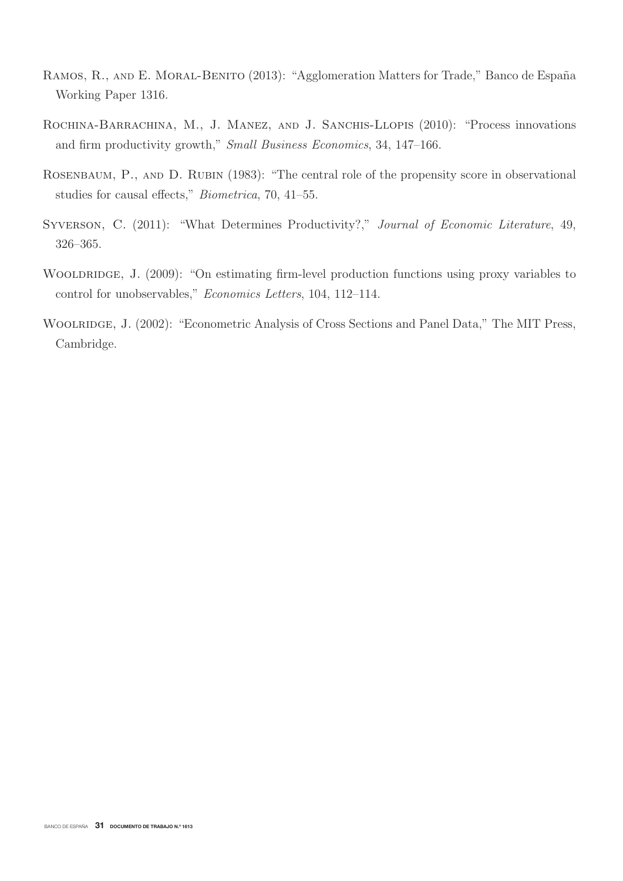Ramos, R., and E. Moral-Benito (2013): "Agglomeration Matters for Trade," Banco de España Working Paper 1316.

Rochina-Barrachina, M., J. Manez, and J. Sanchis-Llopis (2010): "Process innovations and firm productivity growth," *Small Business Economics*, 34, 147–166.

Rosenbaum, P., and D. Rubin (1983): "The central role of the propensity score in observational studies for causal effects," *Biometrica*, 70, 41–55.

Syverson, C. (2011): "What Determines Productivity?," *Journal of Economic Literature*, 49, 326–365.

Wooldridge, J. (2009): "On estimating firm-level production functions using proxy variables to control for unobservables," *Economics Letters*, 104, 112–114.

Woolridge, J. (2002): "Econometric Analysis of Cross Sections and Panel Data," The MIT Press, Cambridge.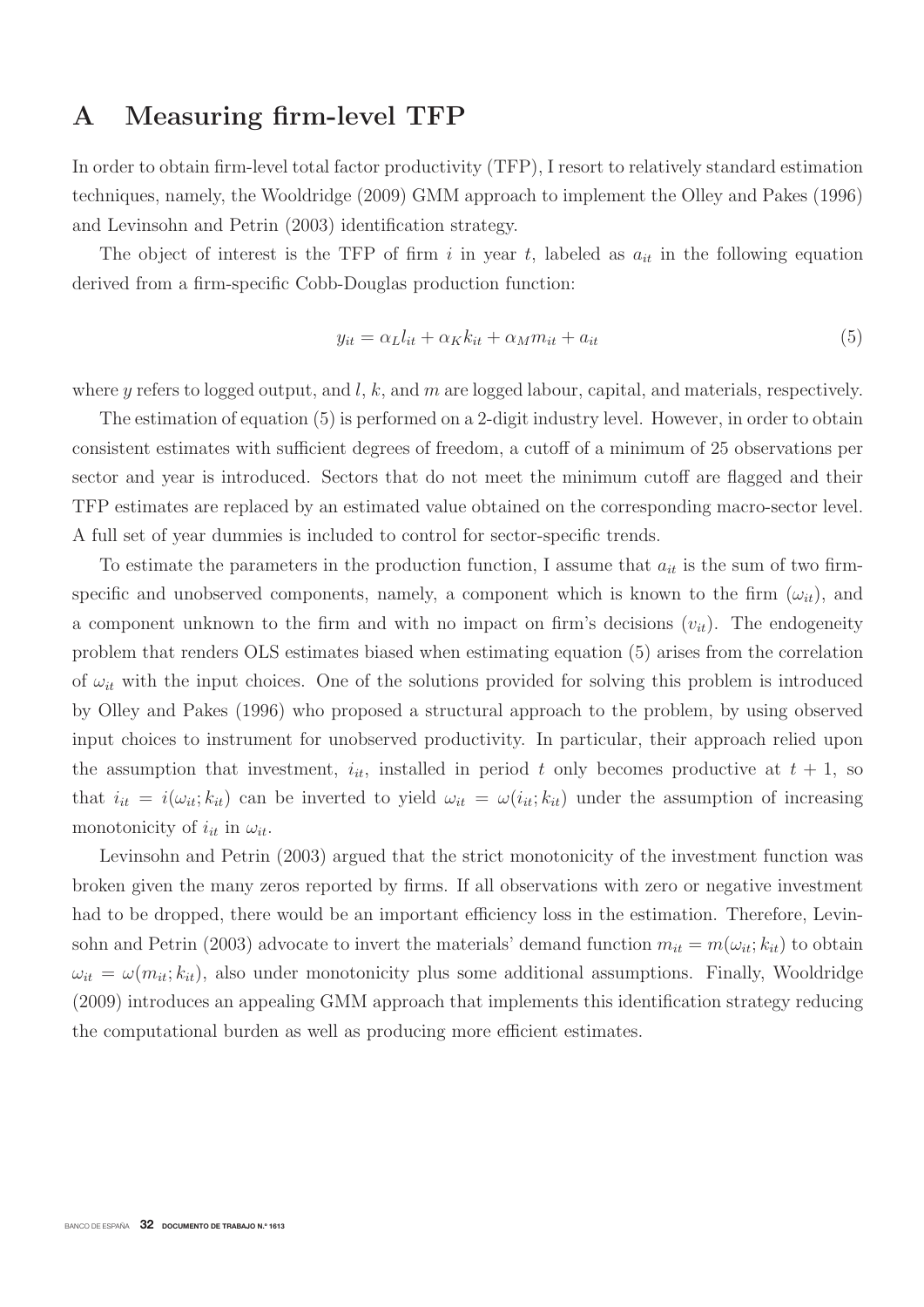# A Measuring firm-level TFP

In order to obtain firm-level total factor productivity (TFP), I resort to relatively standard estimation techniques, namely, the Wooldridge (2009) GMM approach to implement the Olley and Pakes (1996) and Levinsohn and Petrin (2003) identification strategy.

The object of interest is the TFP of firm $i$ in year $t$, labeled as $a_{it}$ in the following equation derived from a firm-specific Cobb-Douglas production function:

$$y_{it} = \alpha_L l_{it} + \alpha_K k_{it} + \alpha_M m_{it} + a_{it} \tag{5}$$

where $y$ refers to logged output, and $l$, $k$, and $m$ are logged labour, capital, and materials, respectively.

The estimation of equation (5) is performed on a 2-digit industry level. However, in order to obtain consistent estimates with sufficient degrees of freedom, a cutoff of a minimum of 25 observations per sector and year is introduced. Sectors that do not meet the minimum cutoff are flagged and their TFP estimates are replaced by an estimated value obtained on the corresponding macro-sector level. A full set of year dummies is included to control for sector-specific trends.

To estimate the parameters in the production function, I assume that $a_{it}$ is the sum of two firm-specific and unobserved components, namely, a component which is known to the firm ($\omega_{it}$), and a component unknown to the firm and with no impact on firm's decisions ($v_{it}$). The endogeneity problem that renders OLS estimates biased when estimating equation (5) arises from the correlation of $\omega_{it}$ with the input choices. One of the solutions provided for solving this problem is introduced by Olley and Pakes (1996) who proposed a structural approach to the problem, by using observed input choices to instrument for unobserved productivity. In particular, their approach relied upon the assumption that investment, $i_{it}$, installed in period $t$ only becomes productive at $t + 1$, so that $i_{it} = i(\omega_{it}; k_{it})$ can be inverted to yield $\omega_{it} = \omega(i_{it}; k_{it})$ under the assumption of increasing monotonicity of $i_{it}$ in $\omega_{it}$.

Levinsohn and Petrin (2003) argued that the strict monotonicity of the investment function was broken given the many zeros reported by firms. If all observations with zero or negative investment had to be dropped, there would be an important efficiency loss in the estimation. Therefore, Levinsohn and Petrin (2003) advocate to invert the materials' demand function $m_{it} = m(\omega_{it}; k_{it})$ to obtain $\omega_{it} = \omega(m_{it}; k_{it})$, also under monotonicity plus some additional assumptions. Finally, Wooldridge (2009) introduces an appealing GMM approach that implements this identification strategy reducing the computational burden as well as producing more efficient estimates.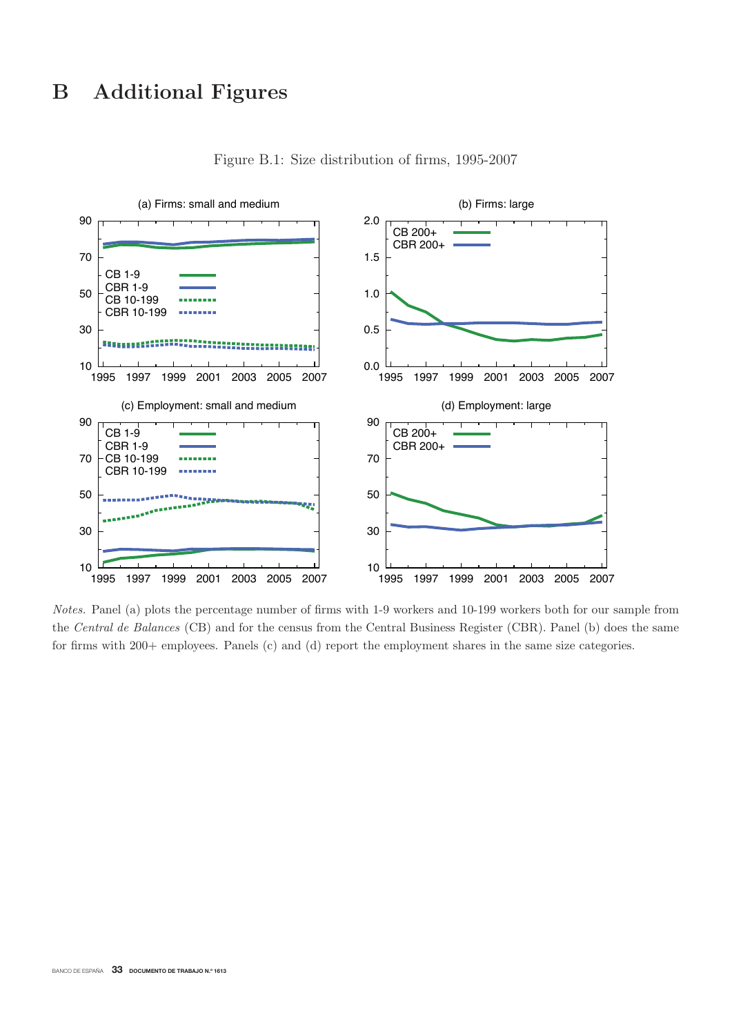# B Additional Figures

Figure B.1: Size distribution of firms, 1995-2007

*Notes.* Panel (a) plots the percentage number of firms with 1-9 workers and 10-199 workers both for our sample from the *Central de Balances* (CB) and for the census from the Central Business Register (CBR). Panel (b) does the same for firms with 200+ employees. Panels (c) and (d) report the employment shares in the same size categories.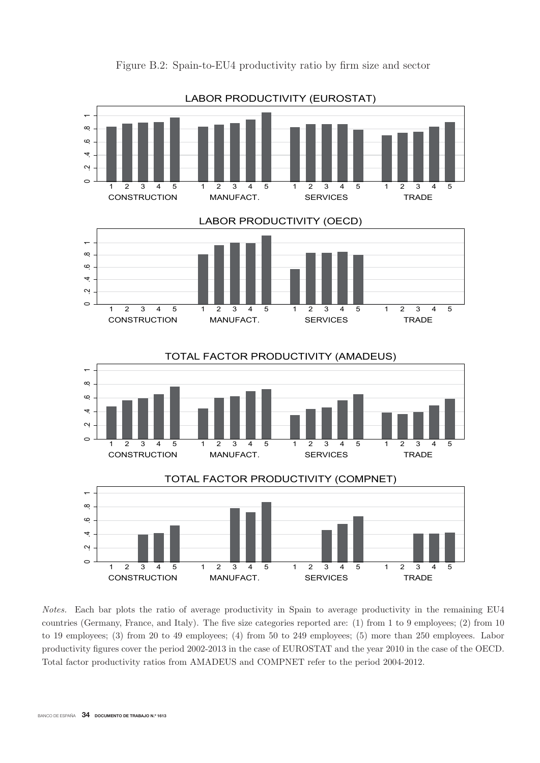Figure B.2: Spain-to-EU4 productivity ratio by firm size and sector

*Notes.* Each bar plots the ratio of average productivity in Spain to average productivity in the remaining EU4 countries (Germany, France, and Italy). The five size categories reported are: (1) from 1 to 9 employees; (2) from 10 to 19 employees; (3) from 20 to 49 employees; (4) from 50 to 249 employees; (5) more than 250 employees. Labor productivity figures cover the period 2002-2013 in the case of EUROSTAT and the year 2010 in the case of the OECD. Total factor productivity ratios from AMADEUS and COMPNET refer to the period 2004-2012.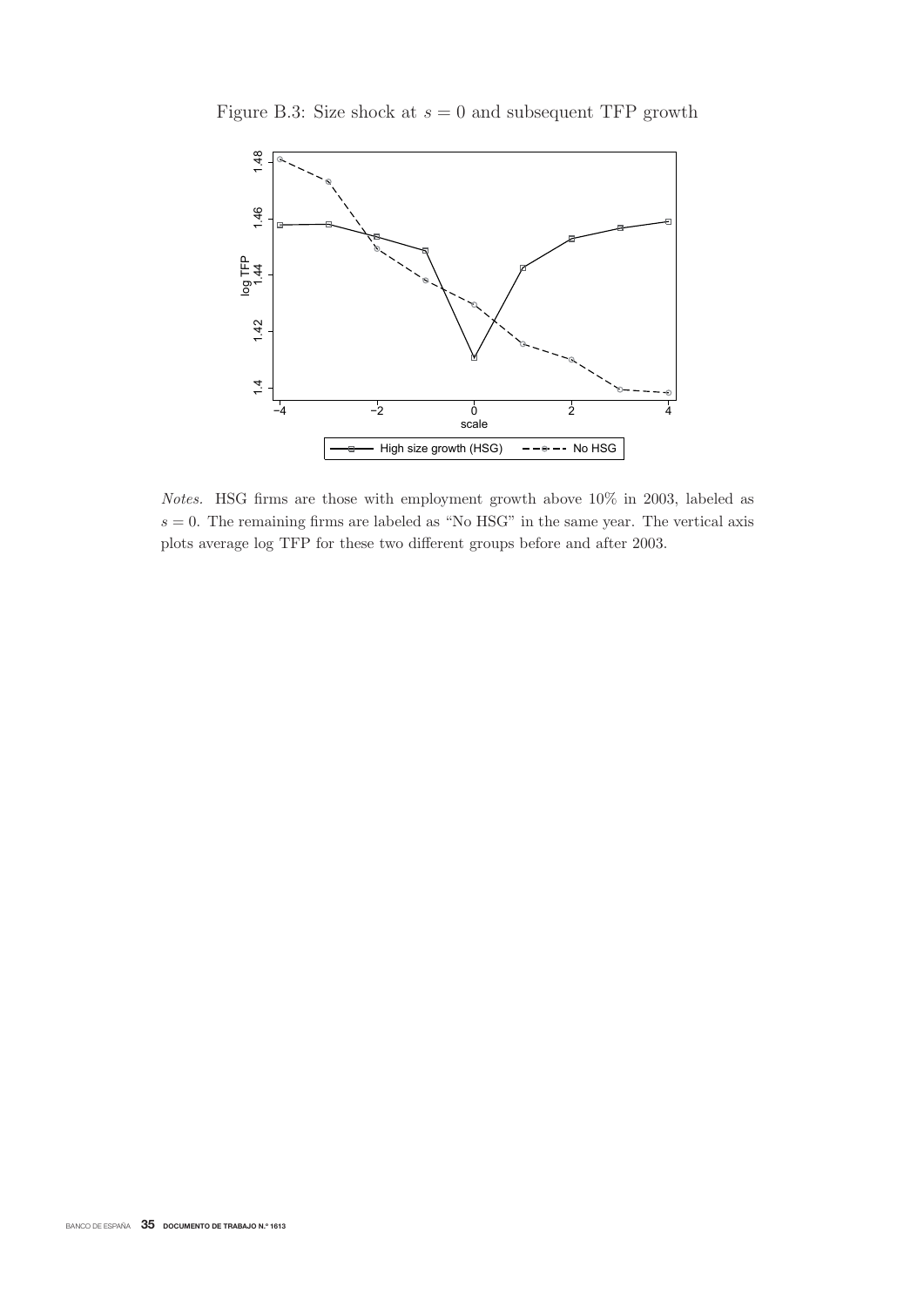Figure B.3: Size shock at $s = 0$ and subsequent TFP growth

*Notes.* HSG firms are those with employment growth above 10% in 2003, labeled as $s = 0$. The remaining firms are labeled as "No HSG" in the same year. The vertical axis plots average log TFP for these two different groups before and after 2003.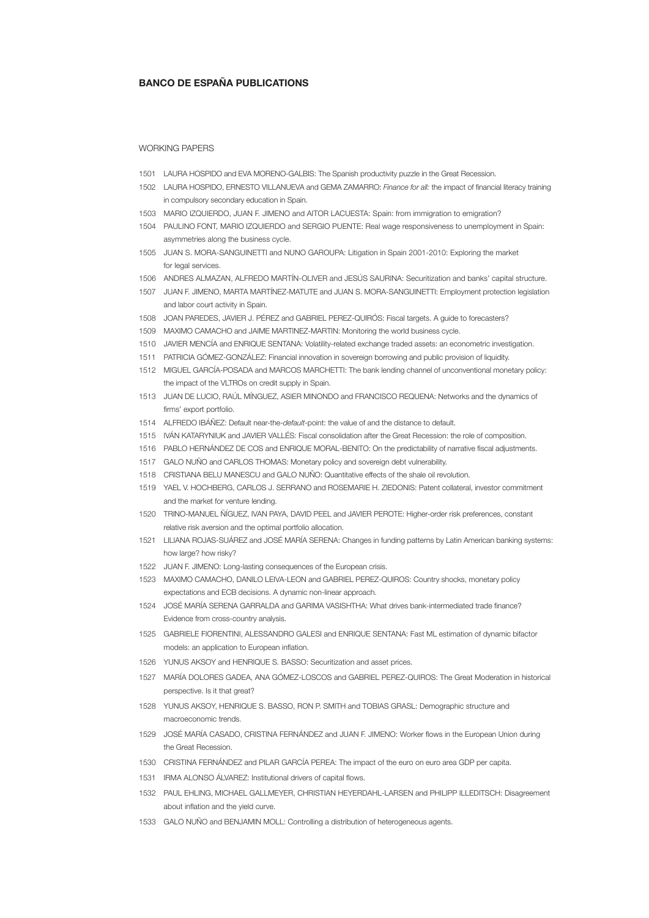## BANCO DE ESPAÑA PUBLICATIONS

### WORKING PAPERS

1501 LAURA HOSPIDO and EVA MORENO-GALBIS: The Spanish productivity puzzle in the Great Recession.

1502 LAURA HOSPIDO, ERNESTO VILLANUEVA and GEMA ZAMARRO: *Finance for all:* the impact of financial literacy training in compulsory secondary education in Spain.

1503 MARIO IZQUIERDO, JUAN F. JIMENO and AITOR LACUESTA: Spain: from immigration to emigration?

1504 PAULINO FONT, MARIO IZQUIERDO and SERGIO PUENTE: Real wage responsiveness to unemployment in Spain: asymmetries along the business cycle.

1505 JUAN S. MORA-SANGUINETTI and NUNO GAROUPA: Litigation in Spain 2001-2010: Exploring the market for legal services.

1506 ANDRES ALMAZAN, ALFREDO MARTÍN-OLIVER and JESÚS SAURINA: Securitization and banks' capital structure.

1507 JUAN F. JIMENO, MARTA MARTÍNEZ-MATUTE and JUAN S. MORA-SANGUINETTI: Employment protection legislation and labor court activity in Spain.

1508 JOAN PAREDES, JAVIER J. PÉREZ and GABRIEL PEREZ-QUIRÓS: Fiscal targets. A guide to forecasters?

1509 MAXIMO CAMACHO and JAIME MARTINEZ-MARTIN: Monitoring the world business cycle.

1510 JAVIER MENCÍA and ENRIQUE SENTANA: Volatility-related exchange traded assets: an econometric investigation.

1511 PATRICIA GÓMEZ-GONZÁLEZ: Financial innovation in sovereign borrowing and public provision of liquidity.

1512 MIGUEL GARCÍA-POSADA and MARCOS MARCHETTI: The bank lending channel of unconventional monetary policy: the impact of the VLTROs on credit supply in Spain.

1513 JUAN DE LUCIO, RAÚL MÍNGUEZ, ASIER MINONDO and FRANCISCO REQUENA: Networks and the dynamics of firms' export portfolio.

1514 ALFREDO IBÁÑEZ: Default near-the-*default*-point: the value of and the distance to default.

1515 IVÁN KATARYNIUK and JAVIER VALLÉS: Fiscal consolidation after the Great Recession: the role of composition.

1516 PABLO HERNÁNDEZ DE COS and ENRIQUE MORAL-BENITO: On the predictability of narrative fiscal adjustments.

1517 GALO NUÑO and CARLOS THOMAS: Monetary policy and sovereign debt vulnerability.

1518 CRISTIANA BELU MANESCU and GALO NUÑO: Quantitative effects of the shale oil revolution.

1519 YAEL V. HOCHBERG, CARLOS J. SERRANO and ROSEMARIE H. ZIEDONIS: Patent collateral, investor commitment and the market for venture lending.

1520 TRINO-MANUEL ÑÍGUEZ, IVAN PAYA, DAVID PEEL and JAVIER PEROTE: Higher-order risk preferences, constant relative risk aversion and the optimal portfolio allocation.

1521 LILIANA ROJAS-SUÁREZ and JOSÉ MARÍA SERENA: Changes in funding patterns by Latin American banking systems: how large? how risky?

1522 JUAN F. JIMENO: Long-lasting consequences of the European crisis.

1523 MAXIMO CAMACHO, DANILO LEIVA-LEON and GABRIEL PEREZ-QUIROS: Country shocks, monetary policy expectations and ECB decisions. A dynamic non-linear approach.

1524 JOSÉ MARÍA SERENA GARRALDA and GARIMA VASISHTHA: What drives bank-intermediated trade finance? Evidence from cross-country analysis.

1525 GABRIELE FIORENTINI, ALESSANDRO GALESI and ENRIQUE SENTANA: Fast ML estimation of dynamic bifactor models: an application to European inflation.

1526 YUNUS AKSOY and HENRIQUE S. BASSO: Securitization and asset prices.

1527 MARÍA DOLORES GADEA, ANA GÓMEZ-LOSCOS and GABRIEL PEREZ-QUIROS: The Great Moderation in historical perspective. Is it that great?

1528 YUNUS AKSOY, HENRIQUE S. BASSO, RON P. SMITH and TOBIAS GRASL: Demographic structure and macroeconomic trends.

1529 JOSÉ MARÍA CASADO, CRISTINA FERNÁNDEZ and JUAN F. JIMENO: Worker flows in the European Union during the Great Recession.

1530 CRISTINA FERNÁNDEZ and PILAR GARCÍA PEREA: The impact of the euro on euro area GDP per capita.

1531 IRMA ALONSO ÁLVAREZ: Institutional drivers of capital flows.

1532 PAUL EHLING, MICHAEL GALLMEYER, CHRISTIAN HEYERDAHL-LARSEN and PHILIPP ILLEDITSCH: Disagreement about inflation and the yield curve.

1533 GALO NUÑO and BENJAMIN MOLL: Controlling a distribution of heterogeneous agents.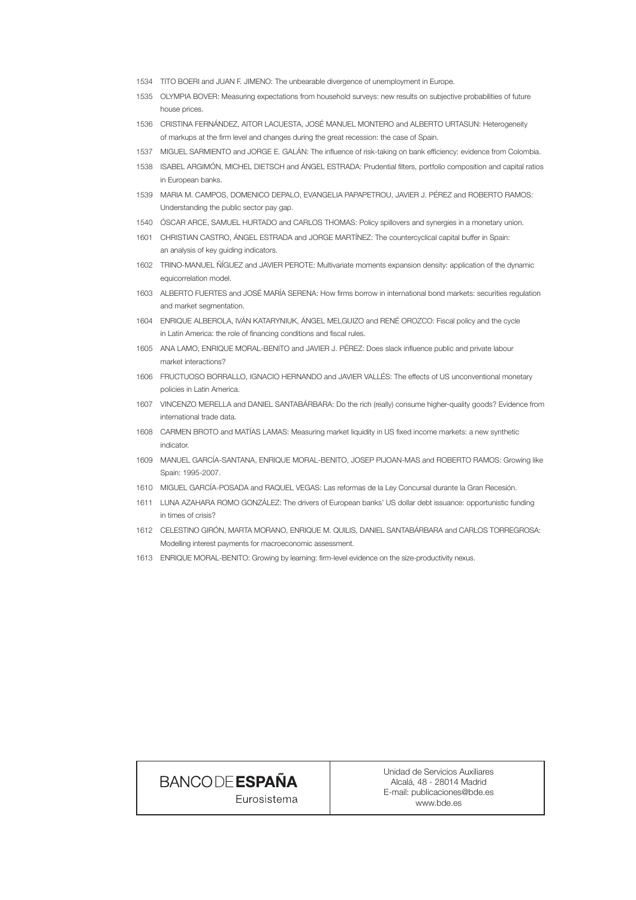1534 TITO BOERI and JUAN F. JIMENO: The unbearable divergence of unemployment in Europe.

1535 OLYMPIA BOVER: Measuring expectations from household surveys: new results on subjective probabilities of future house prices.

1536 CRISTINA FERNÁNDEZ, AITOR LACUESTA, JOSÉ MANUEL MONTERO and ALBERTO URTASUN: Heterogeneity of markups at the firm level and changes during the great recession: the case of Spain.

1537 MIGUEL SARMIENTO and JORGE E. GALÁN: The influence of risk-taking on bank efficiency: evidence from Colombia.

1538 ISABEL ARGIMÓN, MICHEL DIETSCH and ÁNGEL ESTRADA: Prudential filters, portfolio composition and capital ratios in European banks.

1539 MARIA M. CAMPOS, DOMENICO DEPALO, EVANGELIA PAPAPETROU, JAVIER J. PÉREZ and ROBERTO RAMOS: Understanding the public sector pay gap.

1540 ÓSCAR ARCE, SAMUEL HURTADO and CARLOS THOMAS: Policy spillovers and synergies in a monetary union.

1601 CHRISTIAN CASTRO, ÁNGEL ESTRADA and JORGE MARTÍNEZ: The countercyclical capital buffer in Spain: an analysis of key guiding indicators.

1602 TRINO-MANUEL ÑÍGUEZ and JAVIER PEROTE: Multivariate moments expansion density: application of the dynamic equicorrelation model.

1603 ALBERTO FUERTES and JOSÉ MARÍA SERENA: How firms borrow in international bond markets: securities regulation and market segmentation.

1604 ENRIQUE ALBEROLA, IVÁN KATARYNIUK, ÁNGEL MELGUIZO and RENÉ OROZCO: Fiscal policy and the cycle in Latin America: the role of financing conditions and fiscal rules.

1605 ANA LAMO, ENRIQUE MORAL-BENITO and JAVIER J. PÉREZ: Does slack influence public and private labour market interactions?

1606 FRUCTUOSO BORRALLO, IGNACIO HERNANDO and JAVIER VALLÉS: The effects of US unconventional monetary policies in Latin America.

1607 VINCENZO MERELLA and DANIEL SANTABÁRBARA: Do the rich (really) consume higher-quality goods? Evidence from international trade data.

1608 CARMEN BROTO and MATÍAS LAMAS: Measuring market liquidity in US fixed income markets: a new synthetic indicator.

1609 MANUEL GARCÍA-SANTANA, ENRIQUE MORAL-BENITO, JOSEP PIJOAN-MAS and ROBERTO RAMOS: Growing like Spain: 1995-2007.

1610 MIGUEL GARCÍA-POSADA and RAQUEL VEGAS: Las reformas de la Ley Concursal durante la Gran Recesión.

1611 LUNA AZAHARA ROMO GONZÁLEZ: The drivers of European banks' US dollar debt issuance: opportunistic funding in times of crisis?

1612 CELESTINO GIRÓN, MARTA MORANO, ENRIQUE M. QUILIS, DANIEL SANTABÁRBARA and CARLOS TORREGROSA: Modelling interest payments for macroeconomic assessment.

1613 ENRIQUE MORAL-BENITO: Growing by learning: firm-level evidence on the size-productivity nexus.

BANCO DE **ESPAÑA**
Eurosistema

Unidad de Servicios Auxiliares
Alcalá, 48 - 28014 Madrid
E-mail: publicaciones@bde.es
www.bde.es